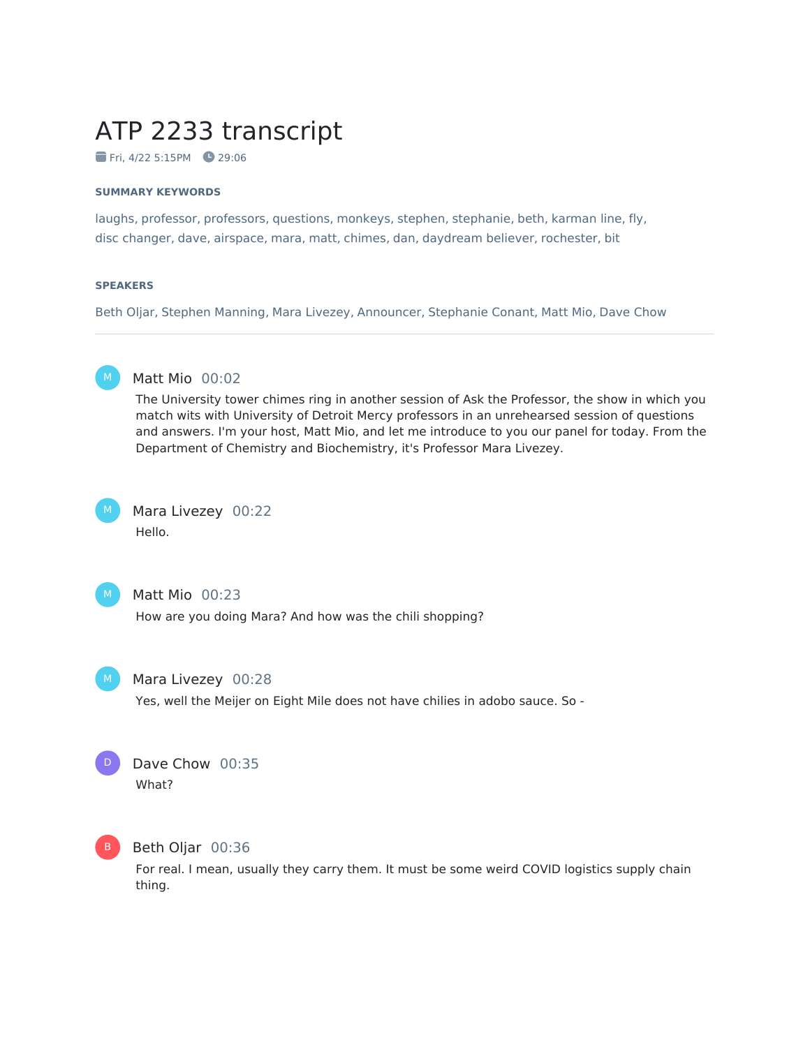# ATP 2233 transcript

Fri, 4/22 5:15PM 29:06

### SUMMARY KEYWORDS

laughs, professor, professors, questions, monkeys, stephen, stephanie, beth, karman line, fly, disc changer, dave, airspace, mara, matt, chimes, dan, daydream believer, rochester, bit

### SPEAKERS

Beth Oljar, Stephen Manning, Mara Livezey, Announcer, Stephanie Conant, Matt Mio, Dave Chow

---

**Matt Mio** 00:02

The University tower chimes ring in another session of Ask the Professor, the show in which you match wits with University of Detroit Mercy professors in an unrehearsed session of questions and answers. I'm your host, Matt Mio, and let me introduce to you our panel for today. From the Department of Chemistry and Biochemistry, it's Professor Mara Livezey.

**Mara Livezey** 00:22

Hello.

**Matt Mio** 00:23

How are you doing Mara? And how was the chili shopping?

**Mara Livezey** 00:28

Yes, well the Meijer on Eight Mile does not have chilies in adobo sauce. So -

**Dave Chow** 00:35

What?

**Beth Oljar** 00:36

For real. I mean, usually they carry them. It must be some weird COVID logistics supply chain thing.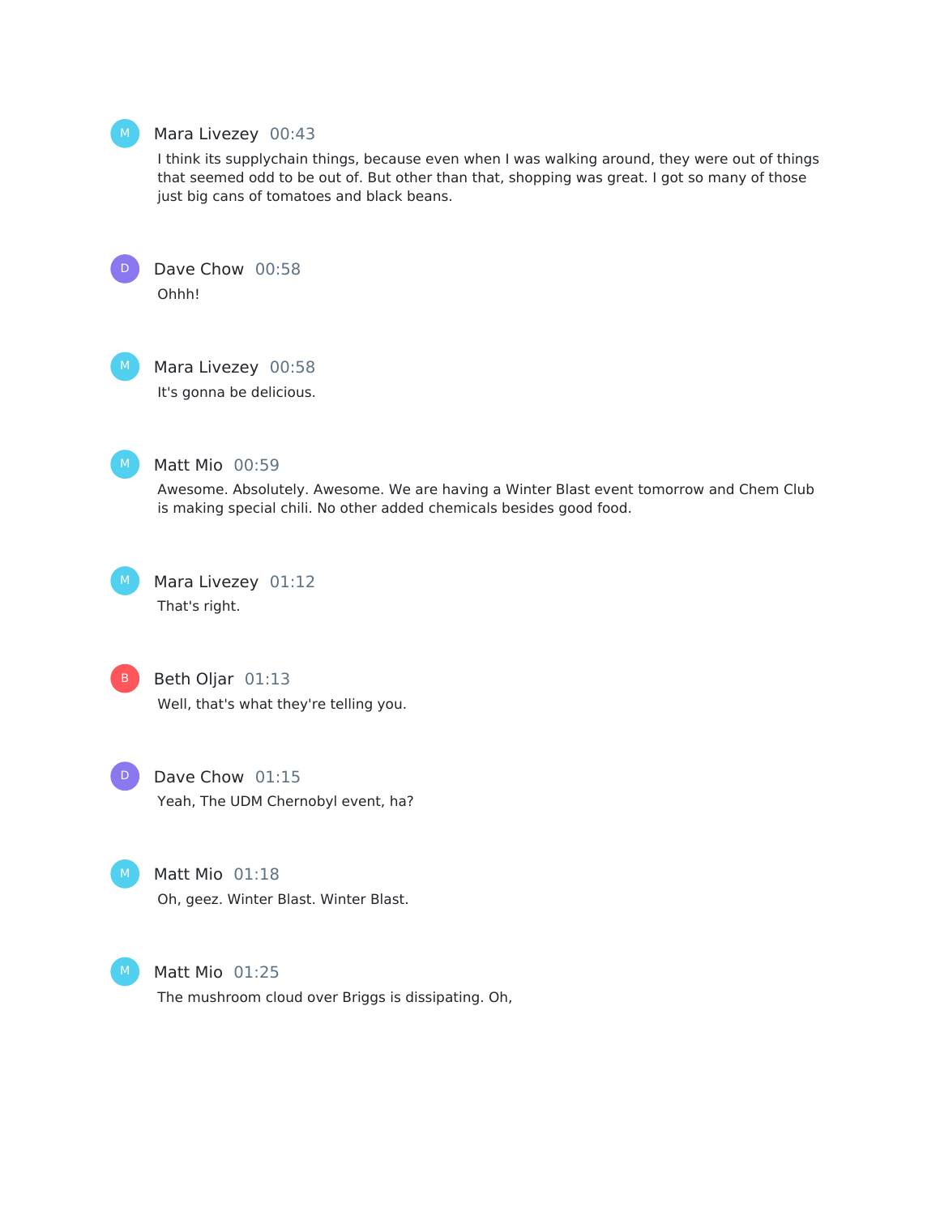Mara Livezey 00:43

I think its supplychain things, because even when I was walking around, they were out of things that seemed odd to be out of. But other than that, shopping was great. I got so many of those just big cans of tomatoes and black beans.

Dave Chow 00:58

Ohhh!

Mara Livezey 00:58

It's gonna be delicious.

Matt Mio 00:59

Awesome. Absolutely. Awesome. We are having a Winter Blast event tomorrow and Chem Club is making special chili. No other added chemicals besides good food.

Mara Livezey 01:12

That's right.

Beth Oljar 01:13

Well, that's what they're telling you.

Dave Chow 01:15

Yeah, The UDM Chernobyl event, ha?

Matt Mio 01:18

Oh, geez. Winter Blast. Winter Blast.

Matt Mio 01:25

The mushroom cloud over Briggs is dissipating. Oh,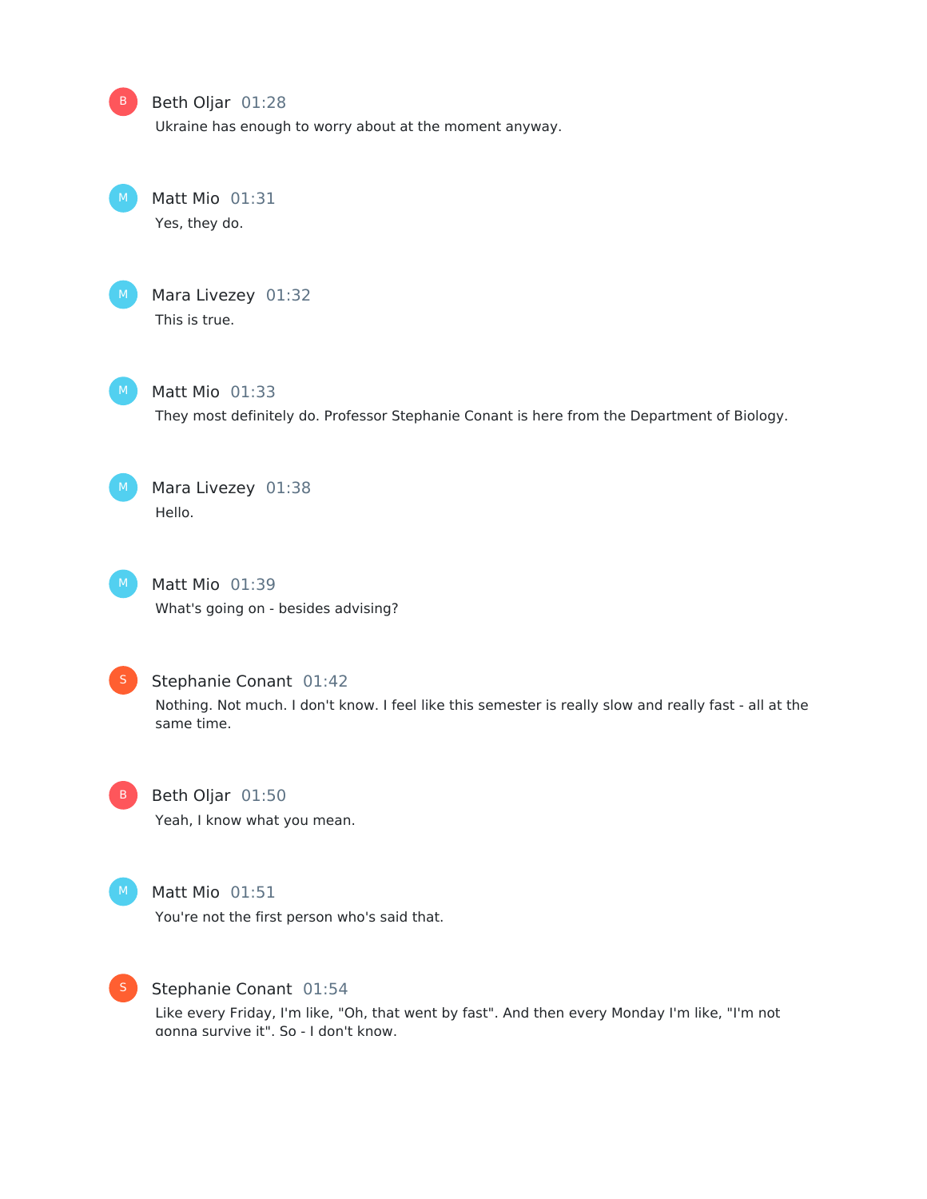**Beth Oljar** 01:28
Ukraine has enough to worry about at the moment anyway.

**Matt Mio** 01:31
Yes, they do.

**Mara Livezey** 01:32
This is true.

**Matt Mio** 01:33
They most definitely do. Professor Stephanie Conant is here from the Department of Biology.

**Mara Livezey** 01:38
Hello.

**Matt Mio** 01:39
What's going on - besides advising?

**Stephanie Conant** 01:42
Nothing. Not much. I don't know. I feel like this semester is really slow and really fast - all at the same time.

**Beth Oljar** 01:50
Yeah, I know what you mean.

**Matt Mio** 01:51
You're not the first person who's said that.

**Stephanie Conant** 01:54
Like every Friday, I'm like, "Oh, that went by fast". And then every Monday I'm like, "I'm not gonna survive it". So - I don't know.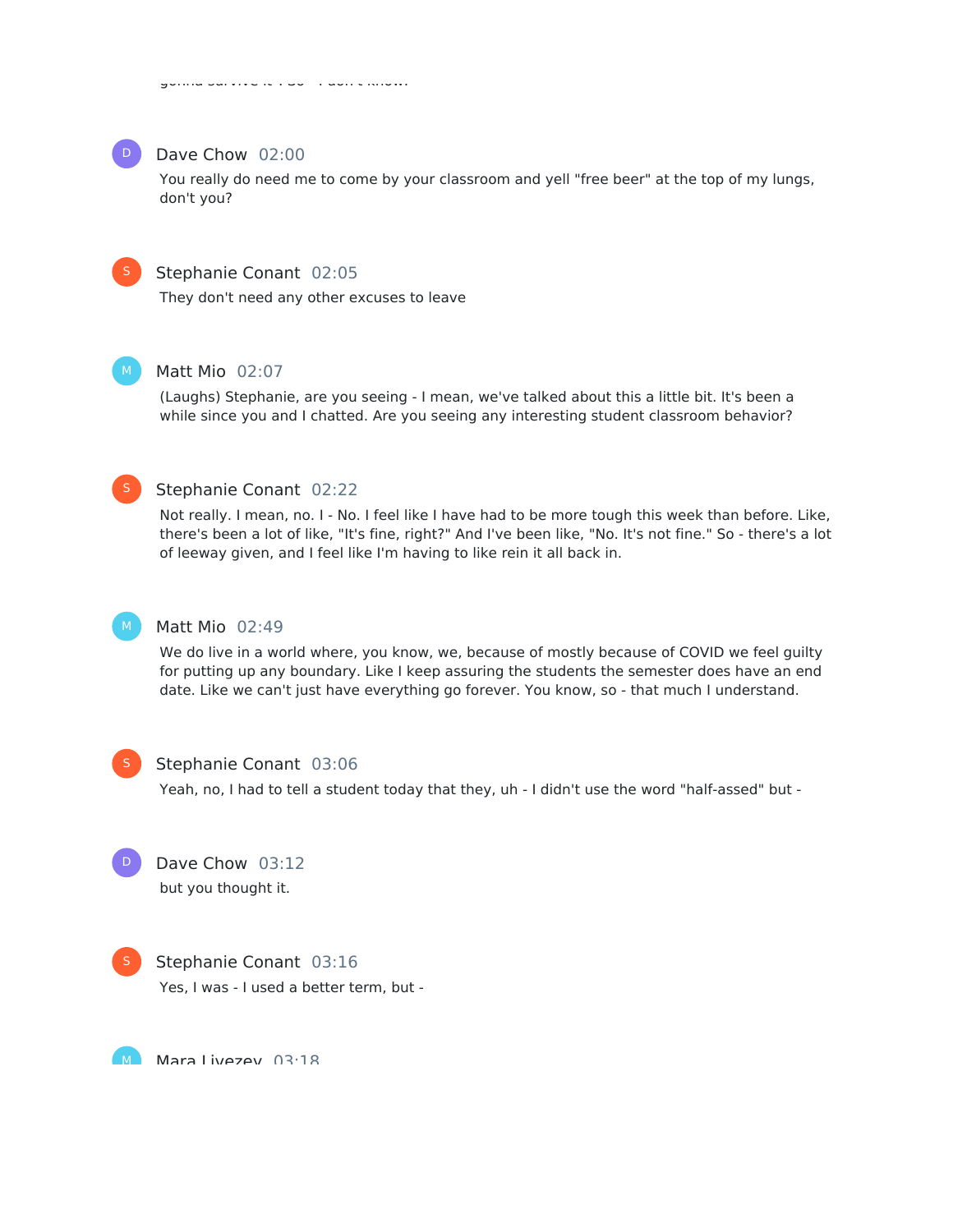Dave Chow 02:00

You really do need me to come by your classroom and yell "free beer" at the top of my lungs, don't you?

Stephanie Conant 02:05

They don't need any other excuses to leave

Matt Mio 02:07

(Laughs) Stephanie, are you seeing - I mean, we've talked about this a little bit. It's been a while since you and I chatted. Are you seeing any interesting student classroom behavior?

Stephanie Conant 02:22

Not really. I mean, no. I - No. I feel like I have had to be more tough this week than before. Like, there's been a lot of like, "It's fine, right?" And I've been like, "No. It's not fine." So - there's a lot of leeway given, and I feel like I'm having to like rein it all back in.

Matt Mio 02:49

We do live in a world where, you know, we, because of mostly because of COVID we feel guilty for putting up any boundary. Like I keep assuring the students the semester does have an end date. Like we can't just have everything go forever. You know, so - that much I understand.

Stephanie Conant 03:06

Yeah, no, I had to tell a student today that they, uh - I didn't use the word "half-assed" but -

Dave Chow 03:12

but you thought it.

Stephanie Conant 03:16

Yes, I was - I used a better term, but -

Mara Livezey 03:18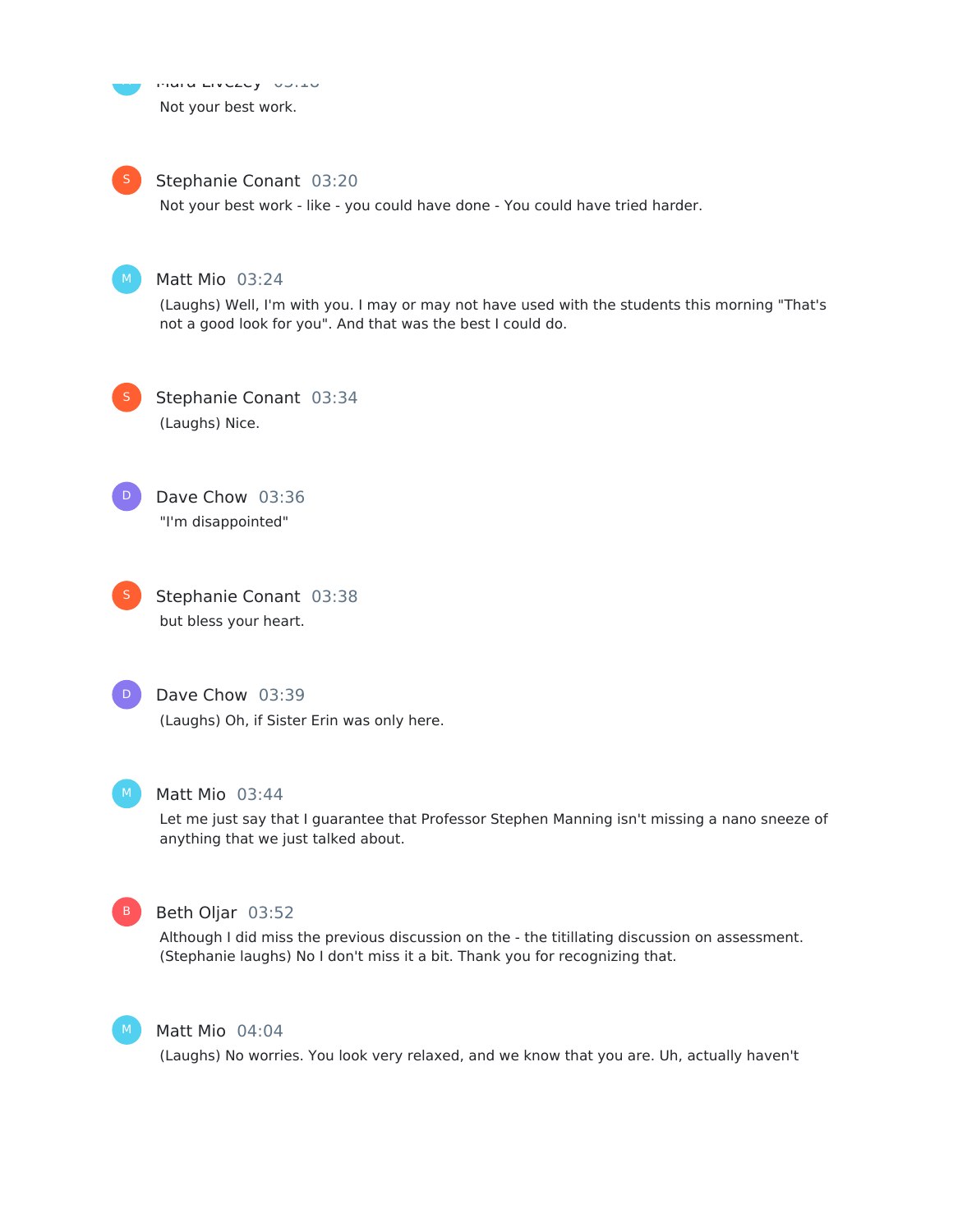Mara Livezey 03:18

Not your best work.

Stephanie Conant 03:20

Not your best work - like - you could have done - You could have tried harder.

Matt Mio 03:24

(Laughs) Well, I'm with you. I may or may not have used with the students this morning "That's not a good look for you". And that was the best I could do.

Stephanie Conant 03:34

(Laughs) Nice.

Dave Chow 03:36

"I'm disappointed"

Stephanie Conant 03:38

but bless your heart.

Dave Chow 03:39

(Laughs) Oh, if Sister Erin was only here.

Matt Mio 03:44

Let me just say that I guarantee that Professor Stephen Manning isn't missing a nano sneeze of anything that we just talked about.

Beth Oljar 03:52

Although I did miss the previous discussion on the - the titillating discussion on assessment. (Stephanie laughs) No I don't miss it a bit. Thank you for recognizing that.

Matt Mio 04:04

(Laughs) No worries. You look very relaxed, and we know that you are. Uh, actually haven't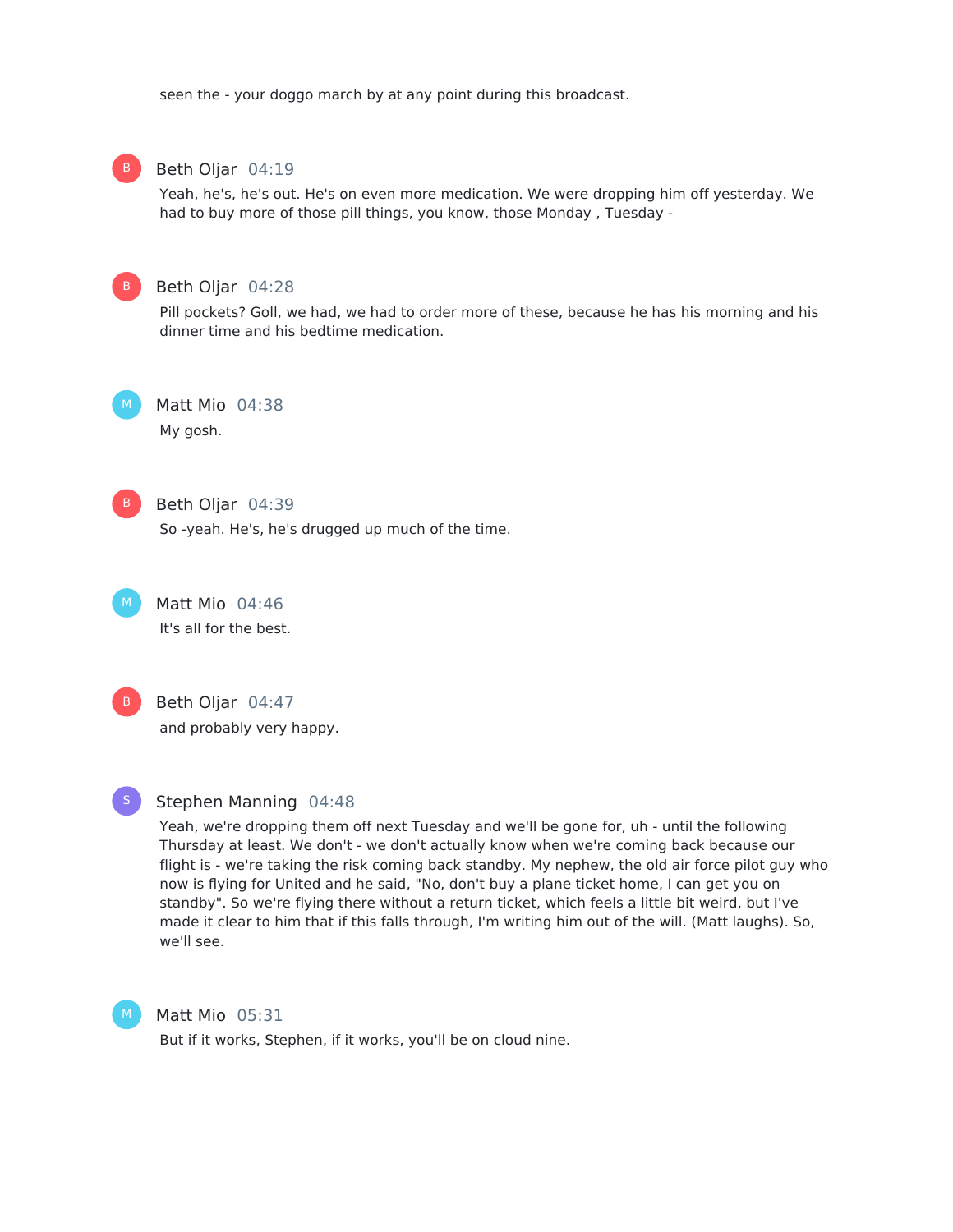seen the - your doggo march by at any point during this broadcast.

**Beth Oljar** 04:19

Yeah, he's, he's out. He's on even more medication. We were dropping him off yesterday. We had to buy more of those pill things, you know, those Monday , Tuesday -

**Beth Oljar** 04:28

Pill pockets? Goll, we had, we had to order more of these, because he has his morning and his dinner time and his bedtime medication.

**Matt Mio** 04:38

My gosh.

**Beth Oljar** 04:39

So -yeah. He's, he's drugged up much of the time.

**Matt Mio** 04:46

It's all for the best.

**Beth Oljar** 04:47

and probably very happy.

**Stephen Manning** 04:48

Yeah, we're dropping them off next Tuesday and we'll be gone for, uh - until the following Thursday at least. We don't - we don't actually know when we're coming back because our flight is - we're taking the risk coming back standby. My nephew, the old air force pilot guy who now is flying for United and he said, "No, don't buy a plane ticket home, I can get you on standby". So we're flying there without a return ticket, which feels a little bit weird, but I've made it clear to him that if this falls through, I'm writing him out of the will. (Matt laughs). So, we'll see.

**Matt Mio** 05:31

But if it works, Stephen, if it works, you'll be on cloud nine.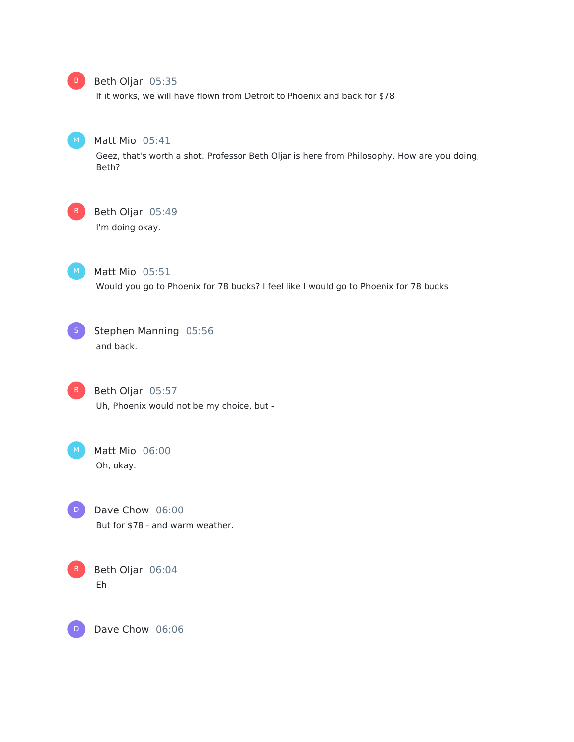Beth Oljar 05:35

If it works, we will have flown from Detroit to Phoenix and back for $78

Matt Mio 05:41

Geez, that's worth a shot. Professor Beth Oljar is here from Philosophy. How are you doing, Beth?

Beth Oljar 05:49

I'm doing okay.

Matt Mio 05:51

Would you go to Phoenix for 78 bucks? I feel like I would go to Phoenix for 78 bucks

Stephen Manning 05:56

and back.

Beth Oljar 05:57

Uh, Phoenix would not be my choice, but -

Matt Mio 06:00

Oh, okay.

Dave Chow 06:00

But for $78 - and warm weather.

Beth Oljar 06:04

Eh

Dave Chow 06:06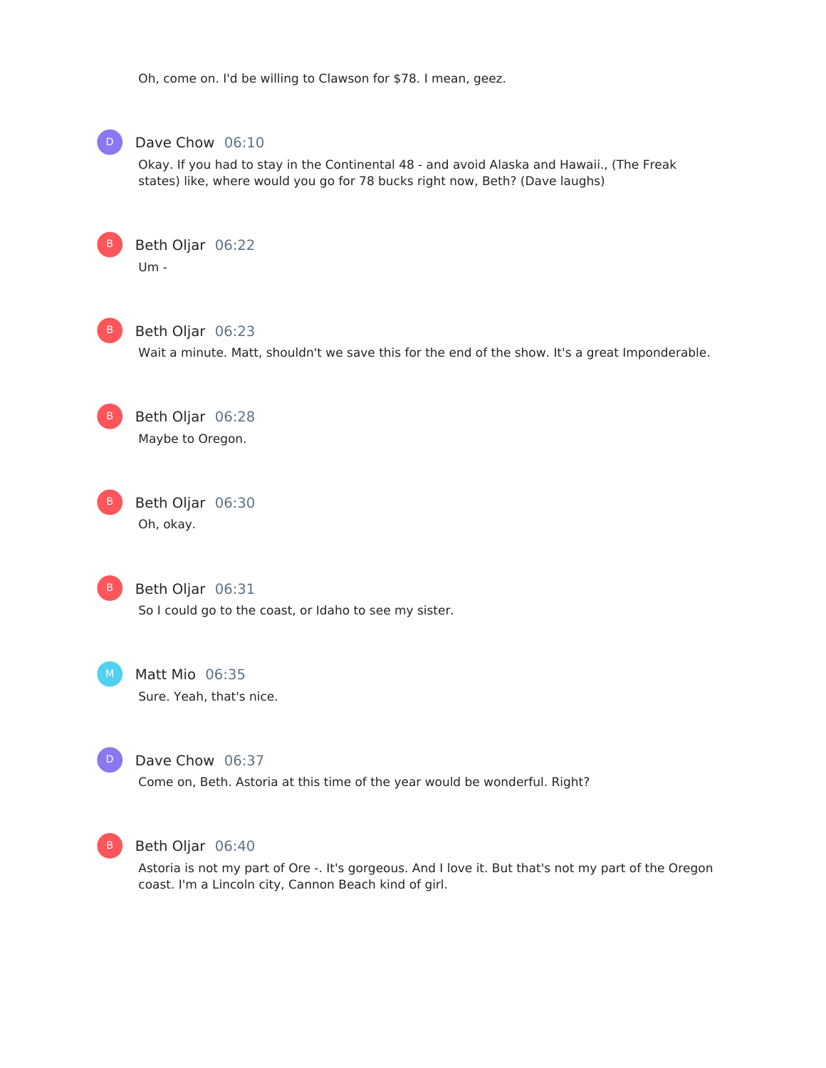Oh, come on. I'd be willing to Clawson for $78. I mean, geez.

**Dave Chow** 06:10

Okay. If you had to stay in the Continental 48 - and avoid Alaska and Hawaii., (The Freak states) like, where would you go for 78 bucks right now, Beth? (Dave laughs)

**Beth Oljar** 06:22

Um -

**Beth Oljar** 06:23

Wait a minute. Matt, shouldn't we save this for the end of the show. It's a great Imponderable.

**Beth Oljar** 06:28

Maybe to Oregon.

**Beth Oljar** 06:30

Oh, okay.

**Beth Oljar** 06:31

So I could go to the coast, or Idaho to see my sister.

**Matt Mio** 06:35

Sure. Yeah, that's nice.

**Dave Chow** 06:37

Come on, Beth. Astoria at this time of the year would be wonderful. Right?

**Beth Oljar** 06:40

Astoria is not my part of Ore -. It's gorgeous. And I love it. But that's not my part of the Oregon coast. I'm a Lincoln city, Cannon Beach kind of girl.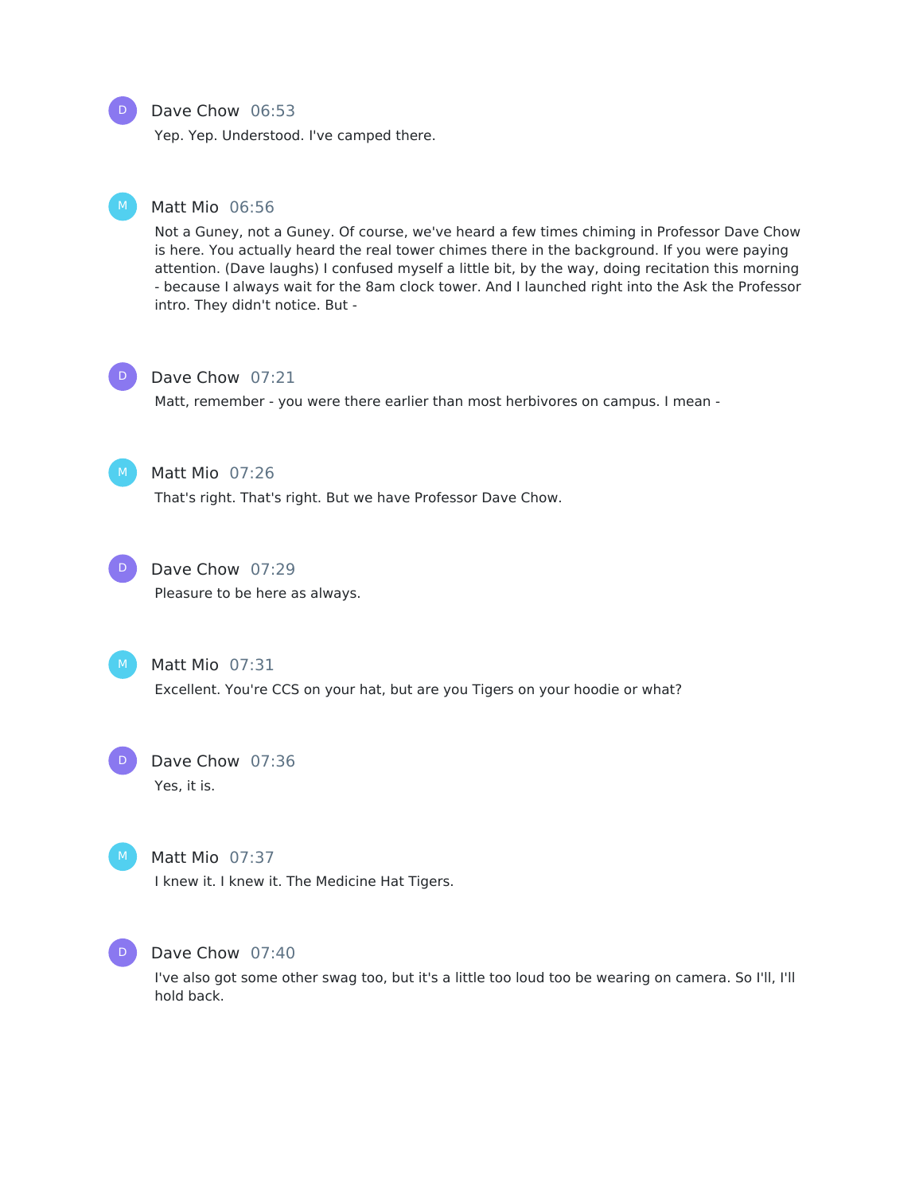**Dave Chow** 06:53

Yep. Yep. Understood. I've camped there.

**Matt Mio** 06:56

Not a Guney, not a Guney. Of course, we've heard a few times chiming in Professor Dave Chow is here. You actually heard the real tower chimes there in the background. If you were paying attention. (Dave laughs) I confused myself a little bit, by the way, doing recitation this morning - because I always wait for the 8am clock tower. And I launched right into the Ask the Professor intro. They didn't notice. But -

**Dave Chow** 07:21

Matt, remember - you were there earlier than most herbivores on campus. I mean -

**Matt Mio** 07:26

That's right. That's right. But we have Professor Dave Chow.

**Dave Chow** 07:29

Pleasure to be here as always.

**Matt Mio** 07:31

Excellent. You're CCS on your hat, but are you Tigers on your hoodie or what?

**Dave Chow** 07:36

Yes, it is.

**Matt Mio** 07:37

I knew it. I knew it. The Medicine Hat Tigers.

**Dave Chow** 07:40

I've also got some other swag too, but it's a little too loud too be wearing on camera. So I'll, I'll hold back.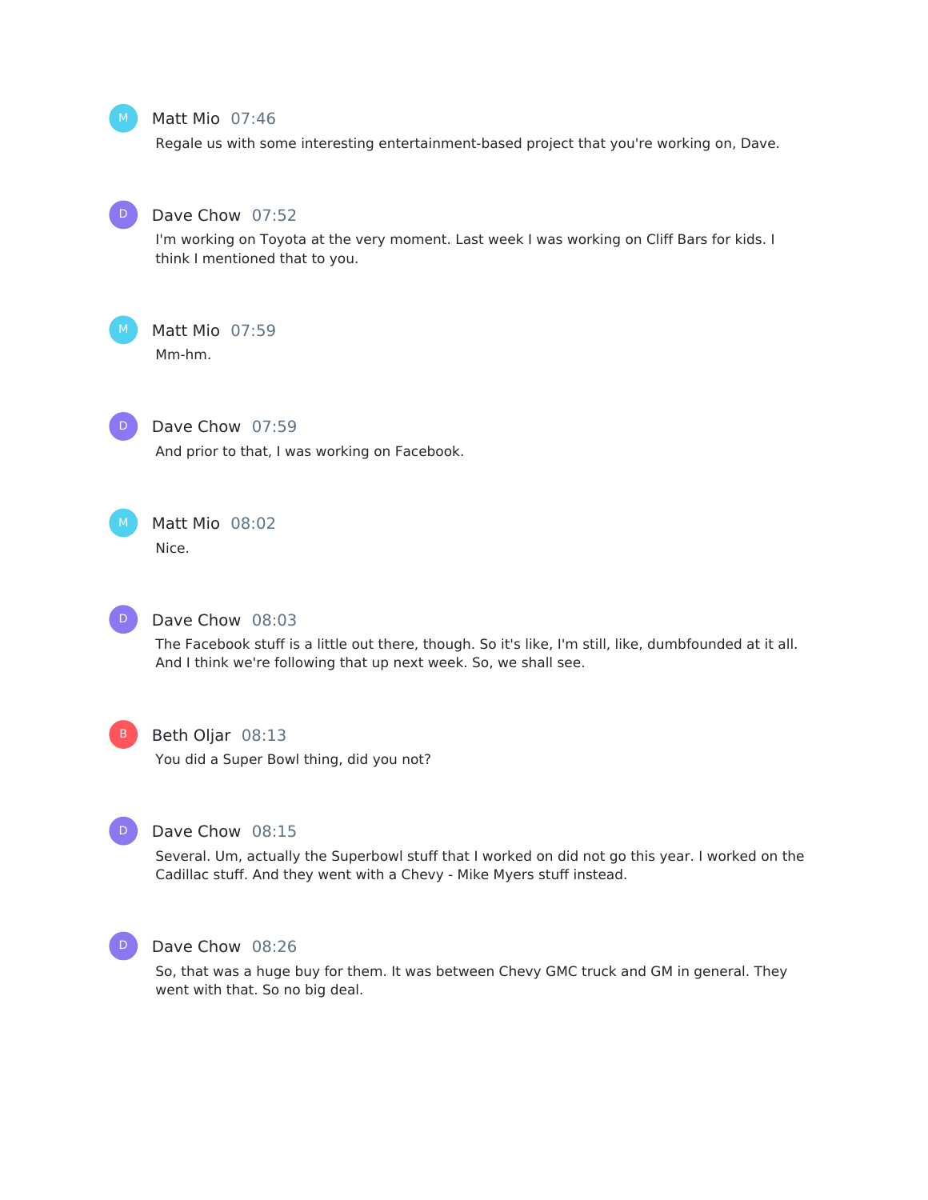Matt Mio 07:46

Regale us with some interesting entertainment-based project that you're working on, Dave.

Dave Chow 07:52

I'm working on Toyota at the very moment. Last week I was working on Cliff Bars for kids. I think I mentioned that to you.

Matt Mio 07:59

Mm-hm.

Dave Chow 07:59

And prior to that, I was working on Facebook.

Matt Mio 08:02

Nice.

Dave Chow 08:03

The Facebook stuff is a little out there, though. So it's like, I'm still, like, dumbfounded at it all. And I think we're following that up next week. So, we shall see.

Beth Oljar 08:13

You did a Super Bowl thing, did you not?

Dave Chow 08:15

Several. Um, actually the Superbowl stuff that I worked on did not go this year. I worked on the Cadillac stuff. And they went with a Chevy - Mike Myers stuff instead.

Dave Chow 08:26

So, that was a huge buy for them. It was between Chevy GMC truck and GM in general. They went with that. So no big deal.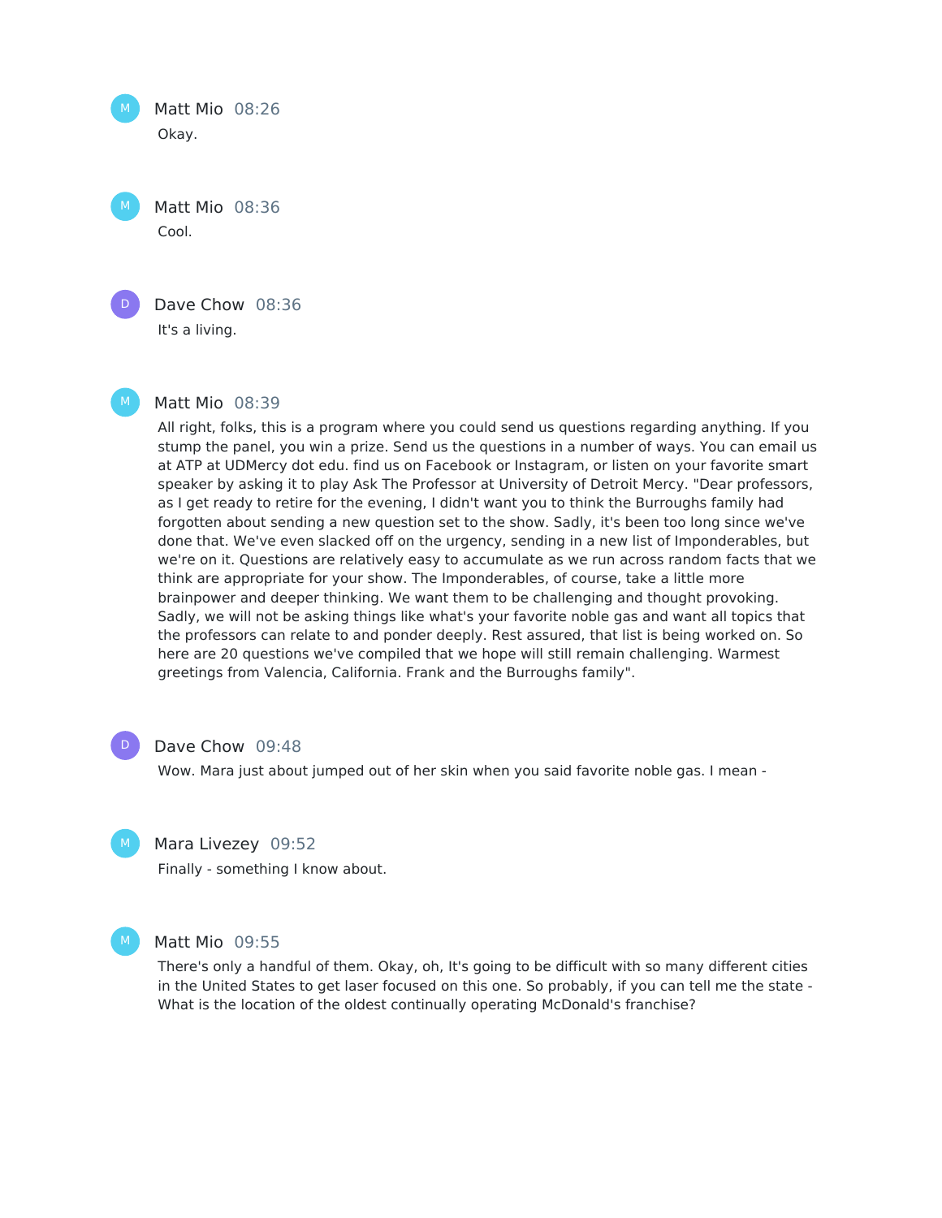Matt Mio 08:26

Okay.

Matt Mio 08:36

Cool.

Dave Chow 08:36

It's a living.

Matt Mio 08:39

All right, folks, this is a program where you could send us questions regarding anything. If you stump the panel, you win a prize. Send us the questions in a number of ways. You can email us at ATP at UDMercy dot edu. find us on Facebook or Instagram, or listen on your favorite smart speaker by asking it to play Ask The Professor at University of Detroit Mercy. "Dear professors, as I get ready to retire for the evening, I didn't want you to think the Burroughs family had forgotten about sending a new question set to the show. Sadly, it's been too long since we've done that. We've even slacked off on the urgency, sending in a new list of Imponderables, but we're on it. Questions are relatively easy to accumulate as we run across random facts that we think are appropriate for your show. The Imponderables, of course, take a little more brainpower and deeper thinking. We want them to be challenging and thought provoking. Sadly, we will not be asking things like what's your favorite noble gas and want all topics that the professors can relate to and ponder deeply. Rest assured, that list is being worked on. So here are 20 questions we've compiled that we hope will still remain challenging. Warmest greetings from Valencia, California. Frank and the Burroughs family".

Dave Chow 09:48

Wow. Mara just about jumped out of her skin when you said favorite noble gas. I mean -

Mara Livezey 09:52

Finally - something I know about.

Matt Mio 09:55

There's only a handful of them. Okay, oh, It's going to be difficult with so many different cities in the United States to get laser focused on this one. So probably, if you can tell me the state - What is the location of the oldest continually operating McDonald's franchise?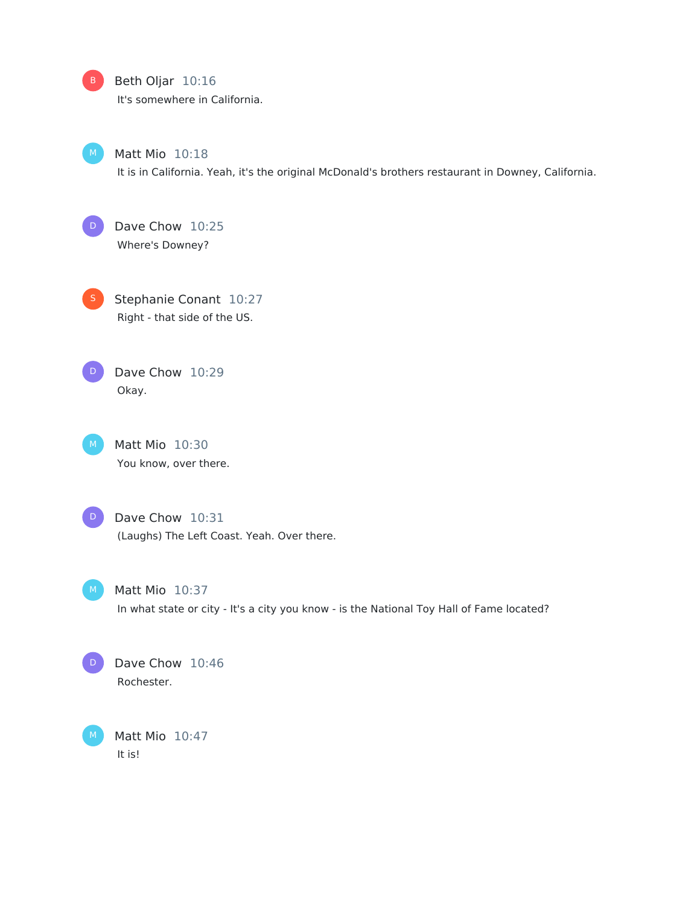**Beth Oljar** 10:16
It's somewhere in California.

**Matt Mio** 10:18
It is in California. Yeah, it's the original McDonald's brothers restaurant in Downey, California.

**Dave Chow** 10:25
Where's Downey?

**Stephanie Conant** 10:27
Right - that side of the US.

**Dave Chow** 10:29
Okay.

**Matt Mio** 10:30
You know, over there.

**Dave Chow** 10:31
(Laughs) The Left Coast. Yeah. Over there.

**Matt Mio** 10:37
In what state or city - It's a city you know - is the National Toy Hall of Fame located?

**Dave Chow** 10:46
Rochester.

**Matt Mio** 10:47
It is!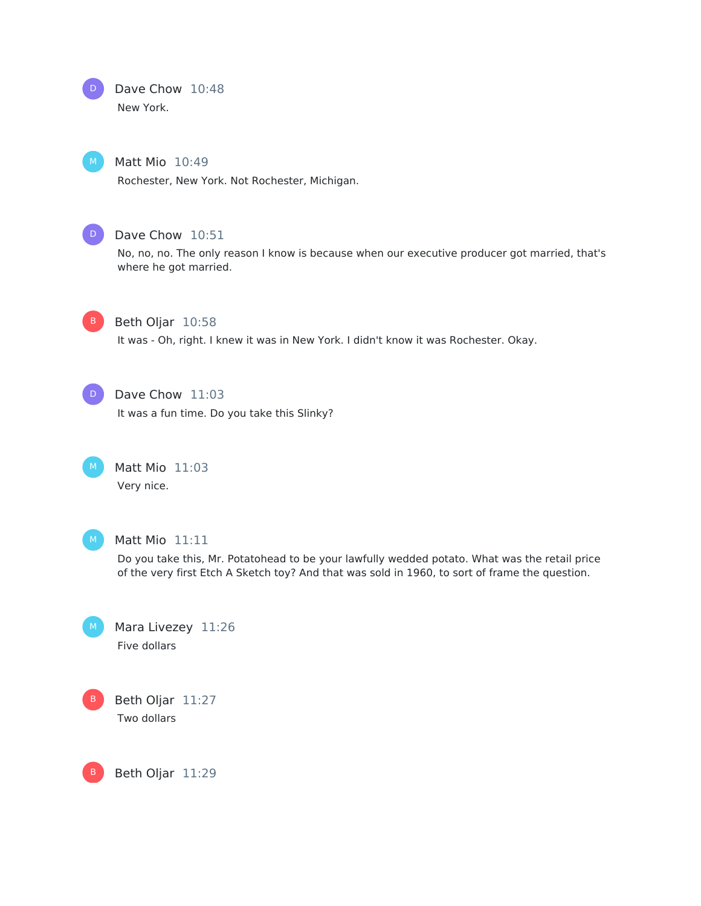**Dave Chow** 10:48

New York.

**Matt Mio** 10:49

Rochester, New York. Not Rochester, Michigan.

**Dave Chow** 10:51

No, no, no. The only reason I know is because when our executive producer got married, that's where he got married.

**Beth Oljar** 10:58

It was - Oh, right. I knew it was in New York. I didn't know it was Rochester. Okay.

**Dave Chow** 11:03

It was a fun time. Do you take this Slinky?

**Matt Mio** 11:03

Very nice.

**Matt Mio** 11:11

Do you take this, Mr. Potatohead to be your lawfully wedded potato. What was the retail price of the very first Etch A Sketch toy? And that was sold in 1960, to sort of frame the question.

**Mara Livezey** 11:26

Five dollars

**Beth Oljar** 11:27

Two dollars

**Beth Oljar** 11:29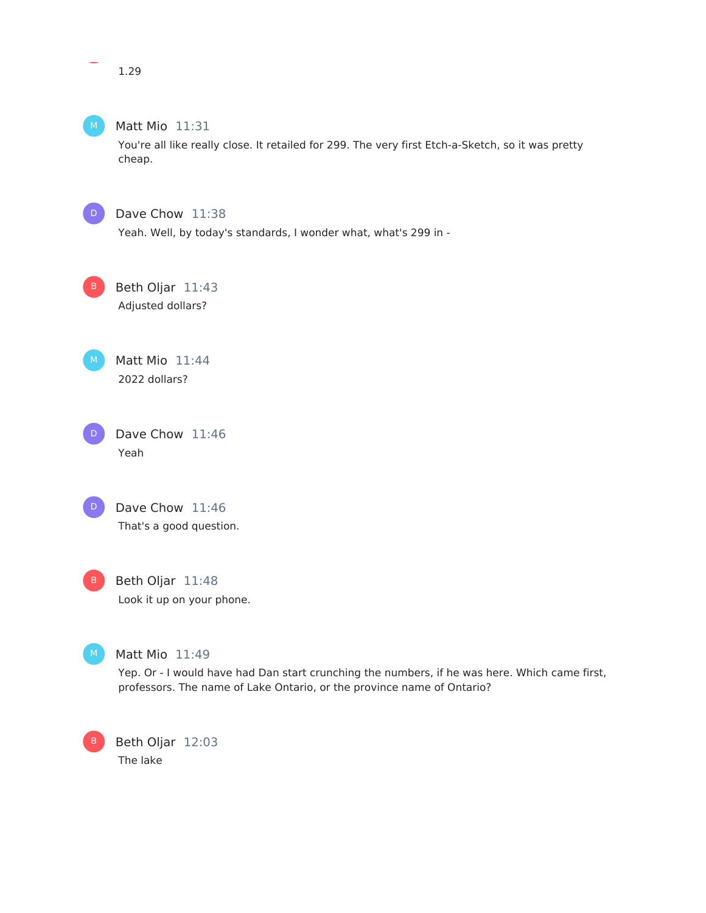1.29

**Matt Mio** 11:31

You're all like really close. It retailed for 299. The very first Etch-a-Sketch, so it was pretty cheap.

**Dave Chow** 11:38

Yeah. Well, by today's standards, I wonder what, what's 299 in -

**Beth Oljar** 11:43

Adjusted dollars?

**Matt Mio** 11:44

2022 dollars?

**Dave Chow** 11:46

Yeah

**Dave Chow** 11:46

That's a good question.

**Beth Oljar** 11:48

Look it up on your phone.

**Matt Mio** 11:49

Yep. Or - I would have had Dan start crunching the numbers, if he was here. Which came first, professors. The name of Lake Ontario, or the province name of Ontario?

**Beth Oljar** 12:03

The lake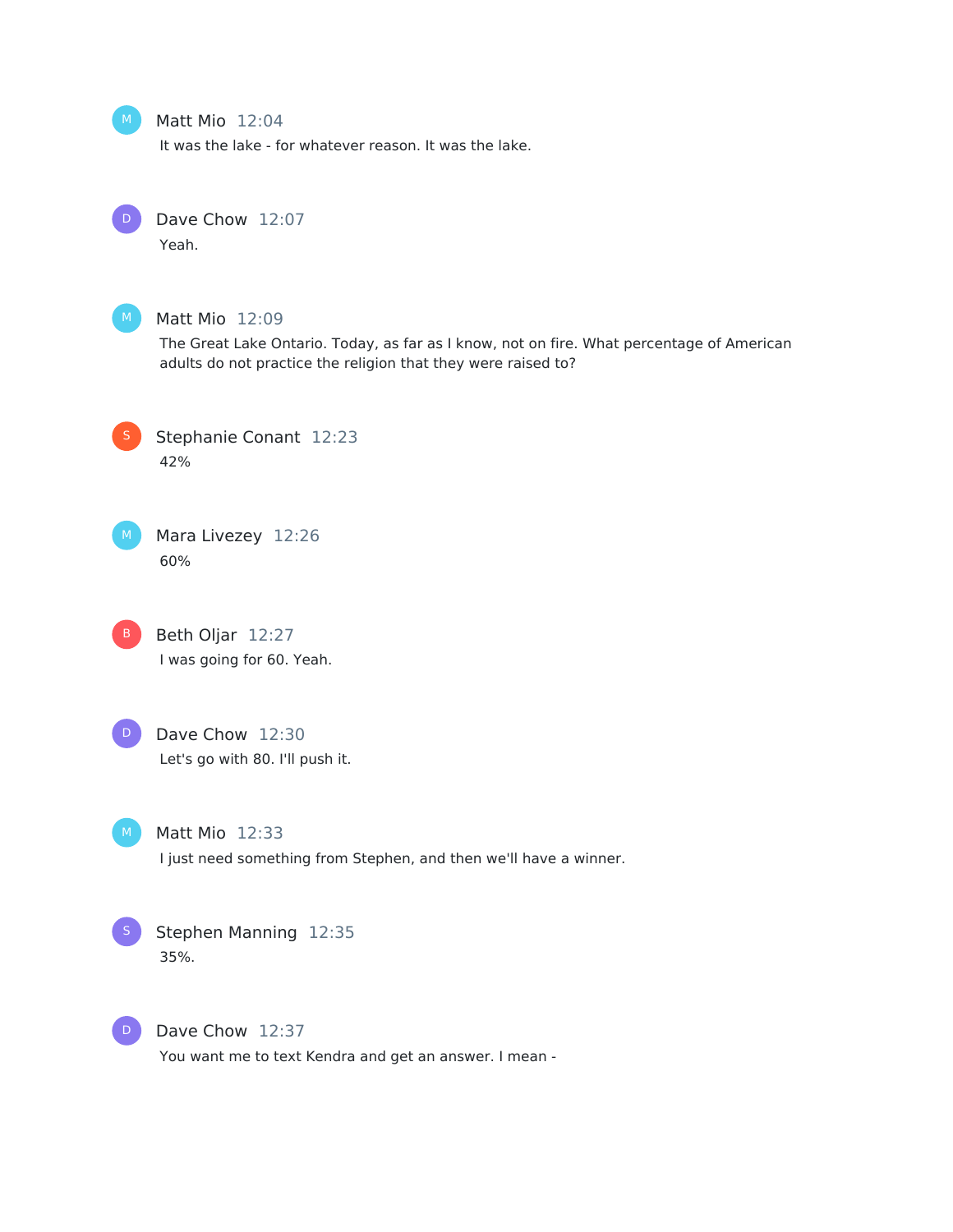**Matt Mio** 12:04
It was the lake - for whatever reason. It was the lake.

**Dave Chow** 12:07
Yeah.

**Matt Mio** 12:09
The Great Lake Ontario. Today, as far as I know, not on fire. What percentage of American adults do not practice the religion that they were raised to?

**Stephanie Conant** 12:23
42%

**Mara Livezey** 12:26
60%

**Beth Oljar** 12:27
I was going for 60. Yeah.

**Dave Chow** 12:30
Let's go with 80. I'll push it.

**Matt Mio** 12:33
I just need something from Stephen, and then we'll have a winner.

**Stephen Manning** 12:35
35%.

**Dave Chow** 12:37
You want me to text Kendra and get an answer. I mean -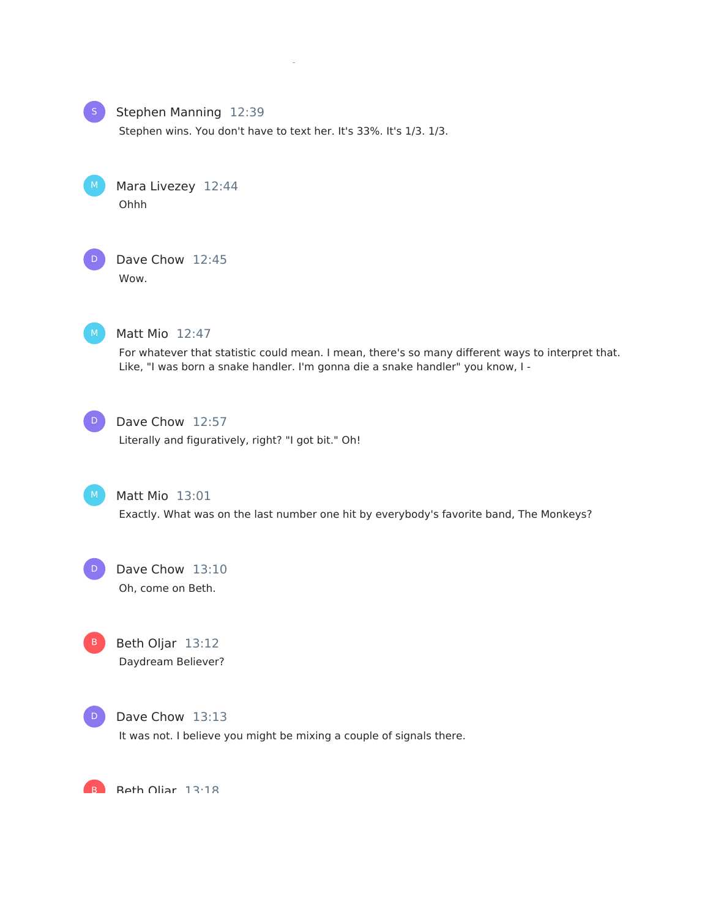**Stephen Manning** 12:39

Stephen wins. You don't have to text her. It's 33%. It's 1/3. 1/3.

**Mara Livezey** 12:44

Ohhh

**Dave Chow** 12:45

Wow.

**Matt Mio** 12:47

For whatever that statistic could mean. I mean, there's so many different ways to interpret that. Like, "I was born a snake handler. I'm gonna die a snake handler" you know, I -

**Dave Chow** 12:57

Literally and figuratively, right? "I got bit." Oh!

**Matt Mio** 13:01

Exactly. What was on the last number one hit by everybody's favorite band, The Monkeys?

**Dave Chow** 13:10

Oh, come on Beth.

**Beth Oljar** 13:12

Daydream Believer?

**Dave Chow** 13:13

It was not. I believe you might be mixing a couple of signals there.

**Beth Oljar** 13:18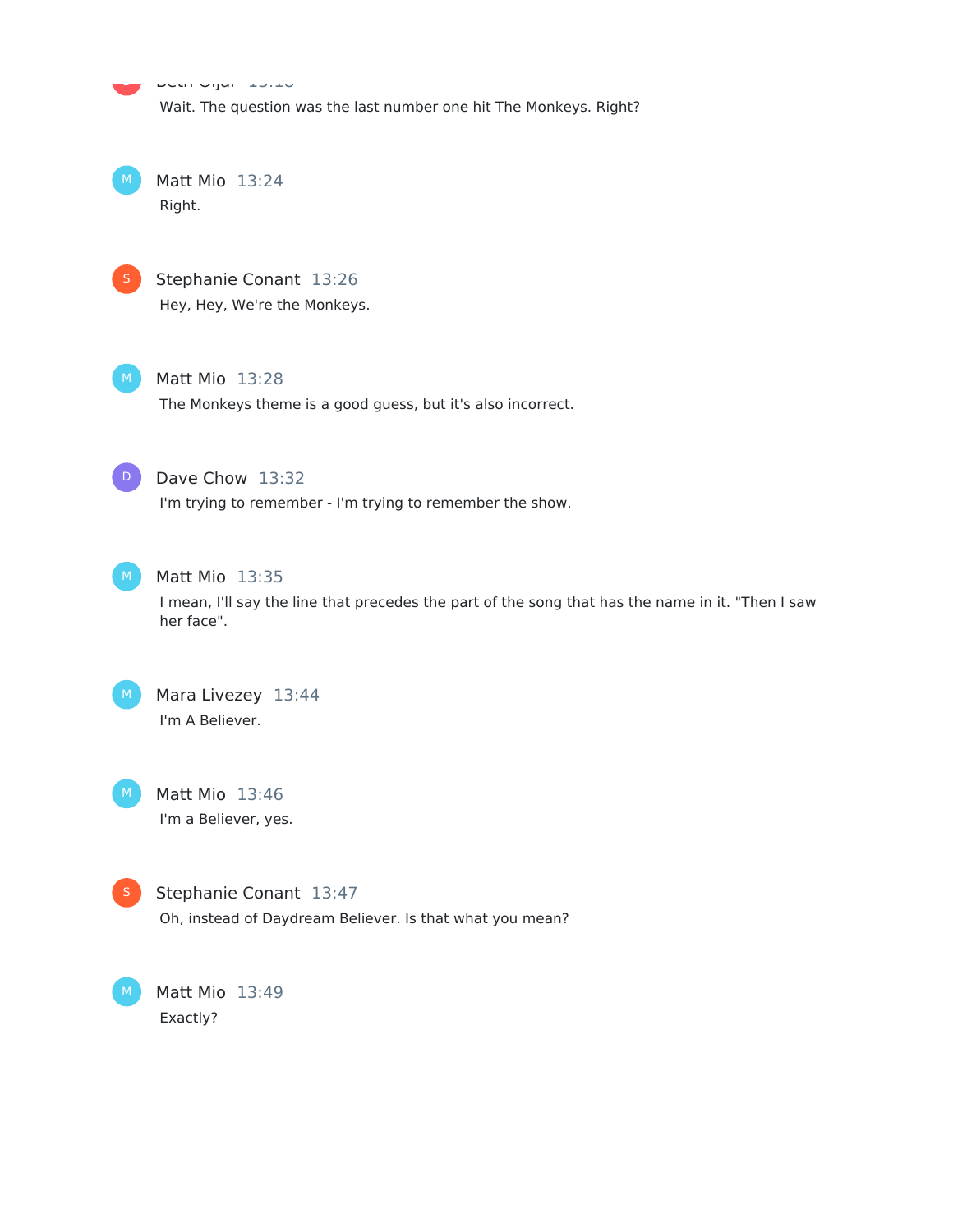Beth Cijar 13:18
Wait. The question was the last number one hit The Monkeys. Right?

Matt Mio 13:24
Right.

Stephanie Conant 13:26
Hey, Hey, We're the Monkeys.

Matt Mio 13:28
The Monkeys theme is a good guess, but it's also incorrect.

Dave Chow 13:32
I'm trying to remember - I'm trying to remember the show.

Matt Mio 13:35
I mean, I'll say the line that precedes the part of the song that has the name in it. "Then I saw her face".

Mara Livezey 13:44
I'm A Believer.

Matt Mio 13:46
I'm a Believer, yes.

Stephanie Conant 13:47
Oh, instead of Daydream Believer. Is that what you mean?

Matt Mio 13:49
Exactly?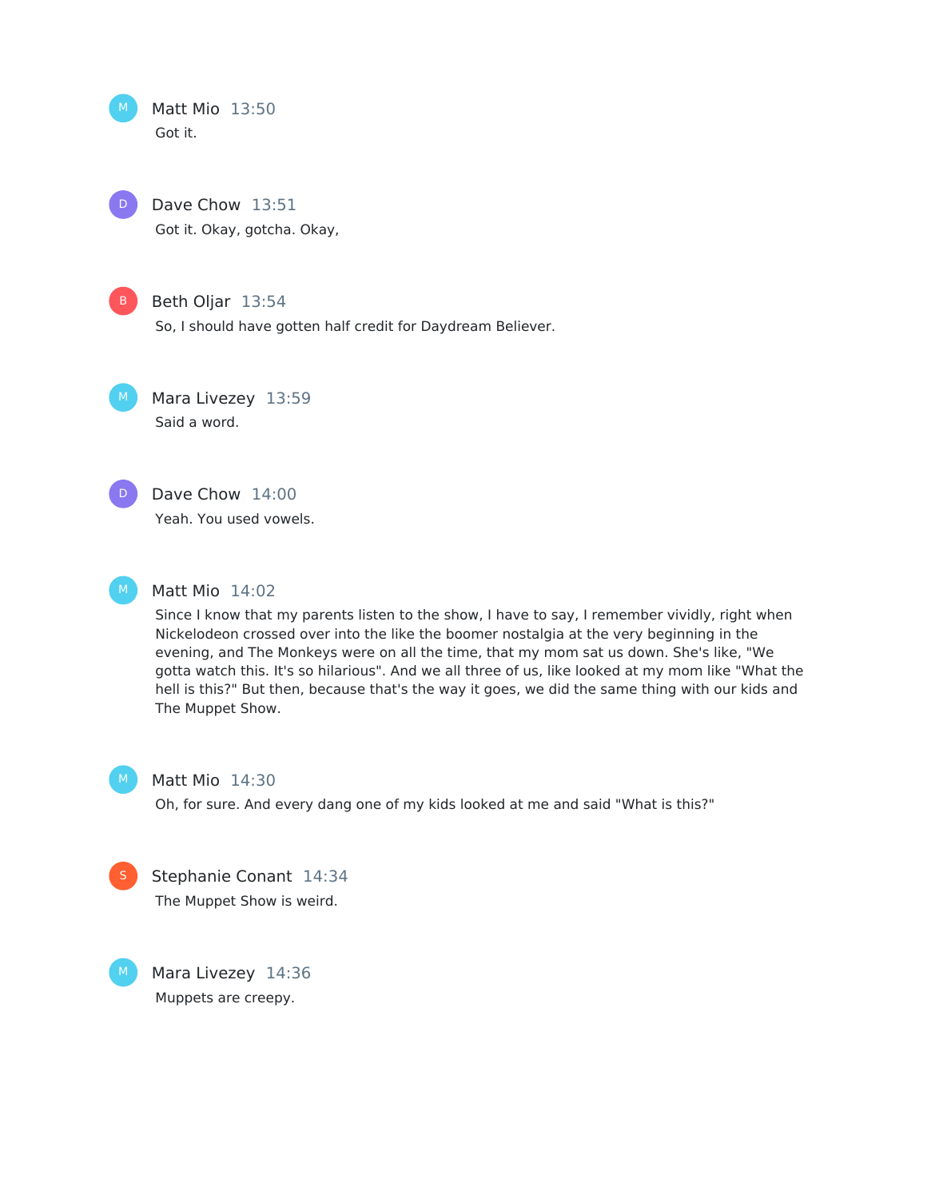**Matt Mio** 13:50

Got it.

**Dave Chow** 13:51

Got it. Okay, gotcha. Okay,

**Beth Oljar** 13:54

So, I should have gotten half credit for Daydream Believer.

**Mara Livezey** 13:59

Said a word.

**Dave Chow** 14:00

Yeah. You used vowels.

**Matt Mio** 14:02

Since I know that my parents listen to the show, I have to say, I remember vividly, right when Nickelodeon crossed over into the like the boomer nostalgia at the very beginning in the evening, and The Monkeys were on all the time, that my mom sat us down. She's like, "We gotta watch this. It's so hilarious". And we all three of us, like looked at my mom like "What the hell is this?" But then, because that's the way it goes, we did the same thing with our kids and The Muppet Show.

**Matt Mio** 14:30

Oh, for sure. And every dang one of my kids looked at me and said "What is this?"

**Stephanie Conant** 14:34

The Muppet Show is weird.

**Mara Livezey** 14:36

Muppets are creepy.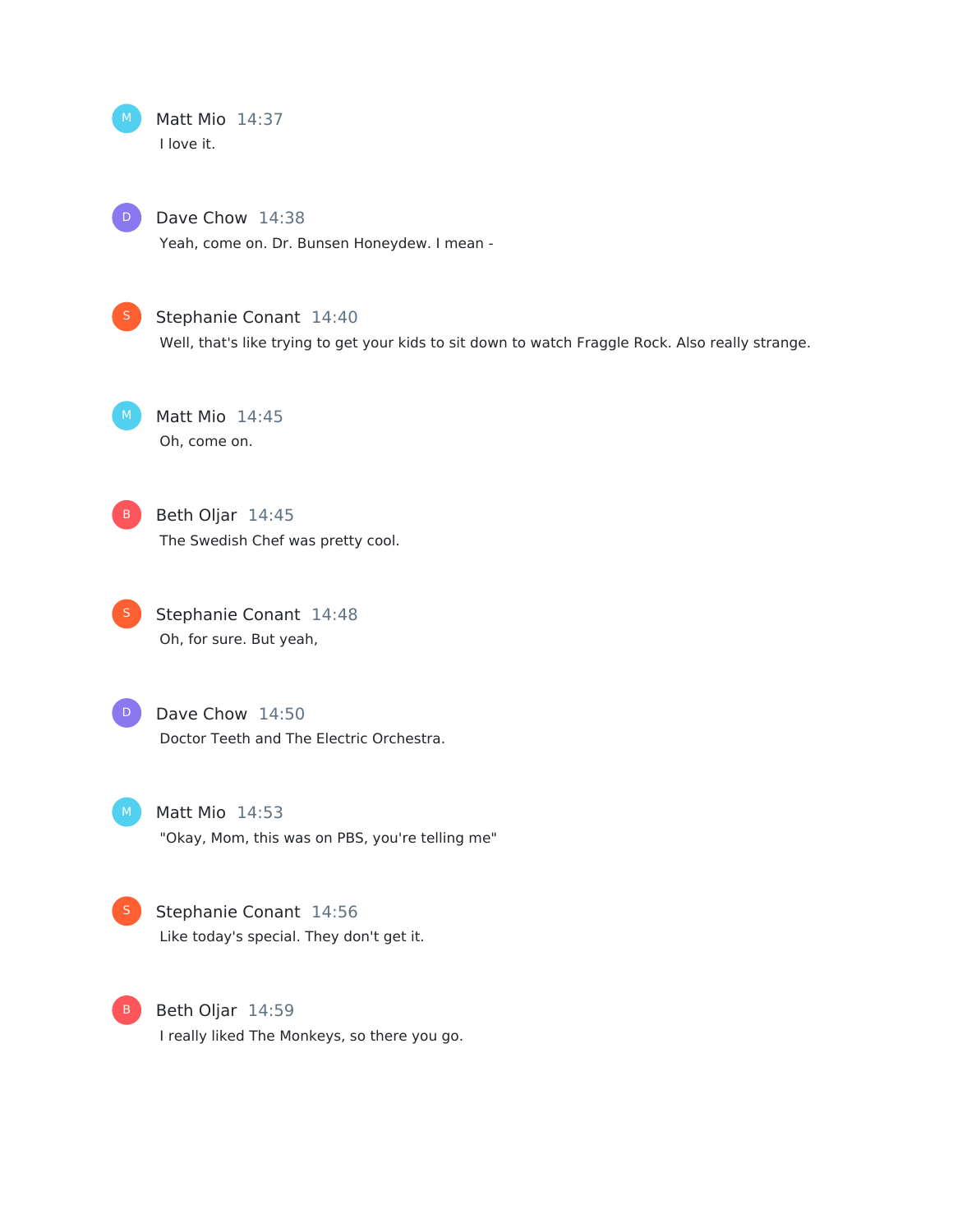**Matt Mio** 14:37
I love it.

**Dave Chow** 14:38
Yeah, come on. Dr. Bunsen Honeydew. I mean -

**Stephanie Conant** 14:40
Well, that's like trying to get your kids to sit down to watch Fraggle Rock. Also really strange.

**Matt Mio** 14:45
Oh, come on.

**Beth Oljar** 14:45
The Swedish Chef was pretty cool.

**Stephanie Conant** 14:48
Oh, for sure. But yeah,

**Dave Chow** 14:50
Doctor Teeth and The Electric Orchestra.

**Matt Mio** 14:53
"Okay, Mom, this was on PBS, you're telling me"

**Stephanie Conant** 14:56
Like today's special. They don't get it.

**Beth Oljar** 14:59
I really liked The Monkeys, so there you go.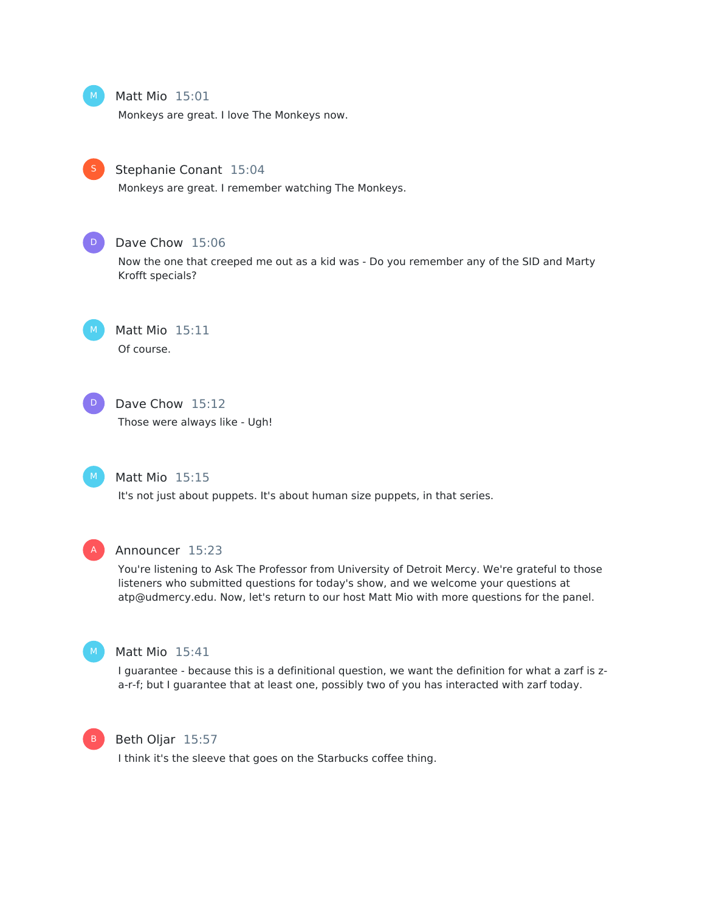**Matt Mio** 15:01

Monkeys are great. I love The Monkeys now.

**Stephanie Conant** 15:04

Monkeys are great. I remember watching The Monkeys.

**Dave Chow** 15:06

Now the one that creeped me out as a kid was - Do you remember any of the SID and Marty Krofft specials?

**Matt Mio** 15:11

Of course.

**Dave Chow** 15:12

Those were always like - Ugh!

**Matt Mio** 15:15

It's not just about puppets. It's about human size puppets, in that series.

**Announcer** 15:23

You're listening to Ask The Professor from University of Detroit Mercy. We're grateful to those listeners who submitted questions for today's show, and we welcome your questions at atp@udmercy.edu. Now, let's return to our host Matt Mio with more questions for the panel.

**Matt Mio** 15:41

I guarantee - because this is a definitional question, we want the definition for what a zarf is z-a-r-f; but I guarantee that at least one, possibly two of you has interacted with zarf today.

**Beth Oljar** 15:57

I think it's the sleeve that goes on the Starbucks coffee thing.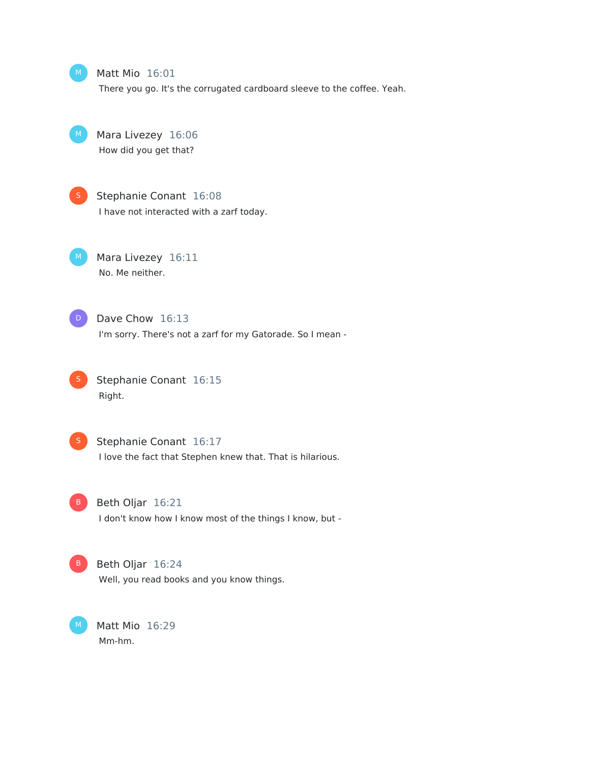**Matt Mio** 16:01

There you go. It's the corrugated cardboard sleeve to the coffee. Yeah.

**Mara Livezey** 16:06

How did you get that?

**Stephanie Conant** 16:08

I have not interacted with a zarf today.

**Mara Livezey** 16:11

No. Me neither.

**Dave Chow** 16:13

I'm sorry. There's not a zarf for my Gatorade. So I mean -

**Stephanie Conant** 16:15

Right.

**Stephanie Conant** 16:17

I love the fact that Stephen knew that. That is hilarious.

**Beth Oljar** 16:21

I don't know how I know most of the things I know, but -

**Beth Oljar** 16:24

Well, you read books and you know things.

**Matt Mio** 16:29

Mm-hm.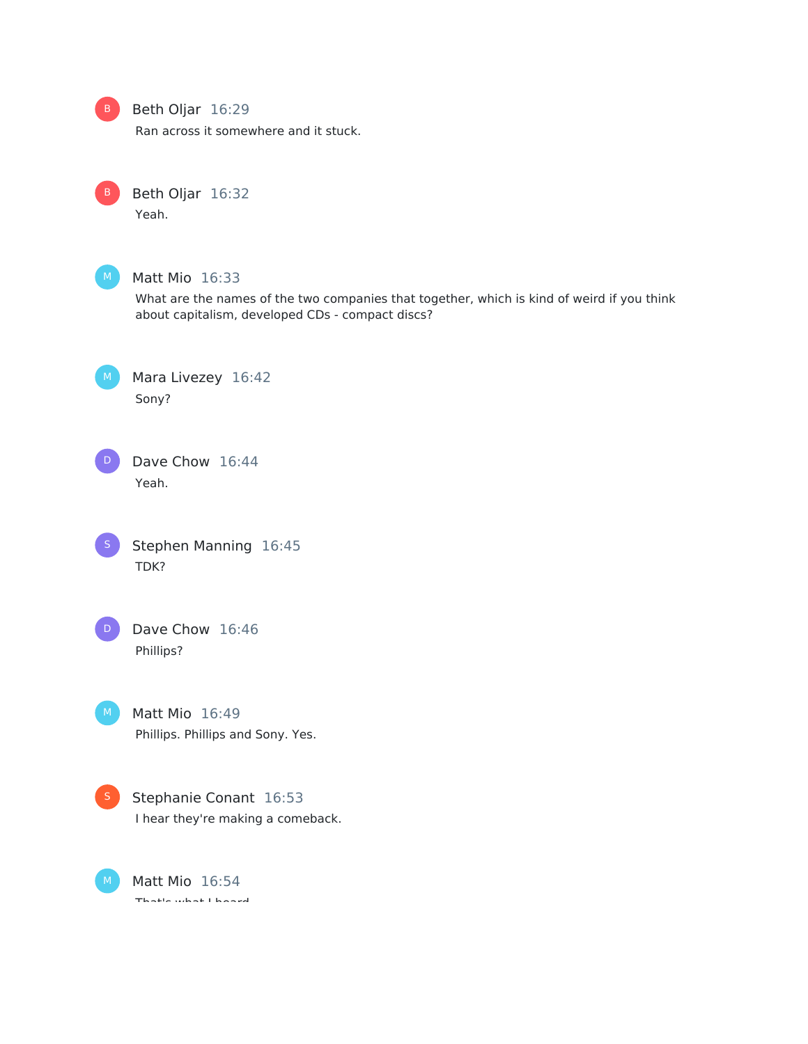Beth Oljar 16:29

Ran across it somewhere and it stuck.

Beth Oljar 16:32

Yeah.

Matt Mio 16:33

What are the names of the two companies that together, which is kind of weird if you think about capitalism, developed CDs - compact discs?

Mara Livezey 16:42

Sony?

Dave Chow 16:44

Yeah.

Stephen Manning 16:45

TDK?

Dave Chow 16:46

Phillips?

Matt Mio 16:49

Phillips. Phillips and Sony. Yes.

Stephanie Conant 16:53

I hear they're making a comeback.

Matt Mio 16:54

That's what I heard.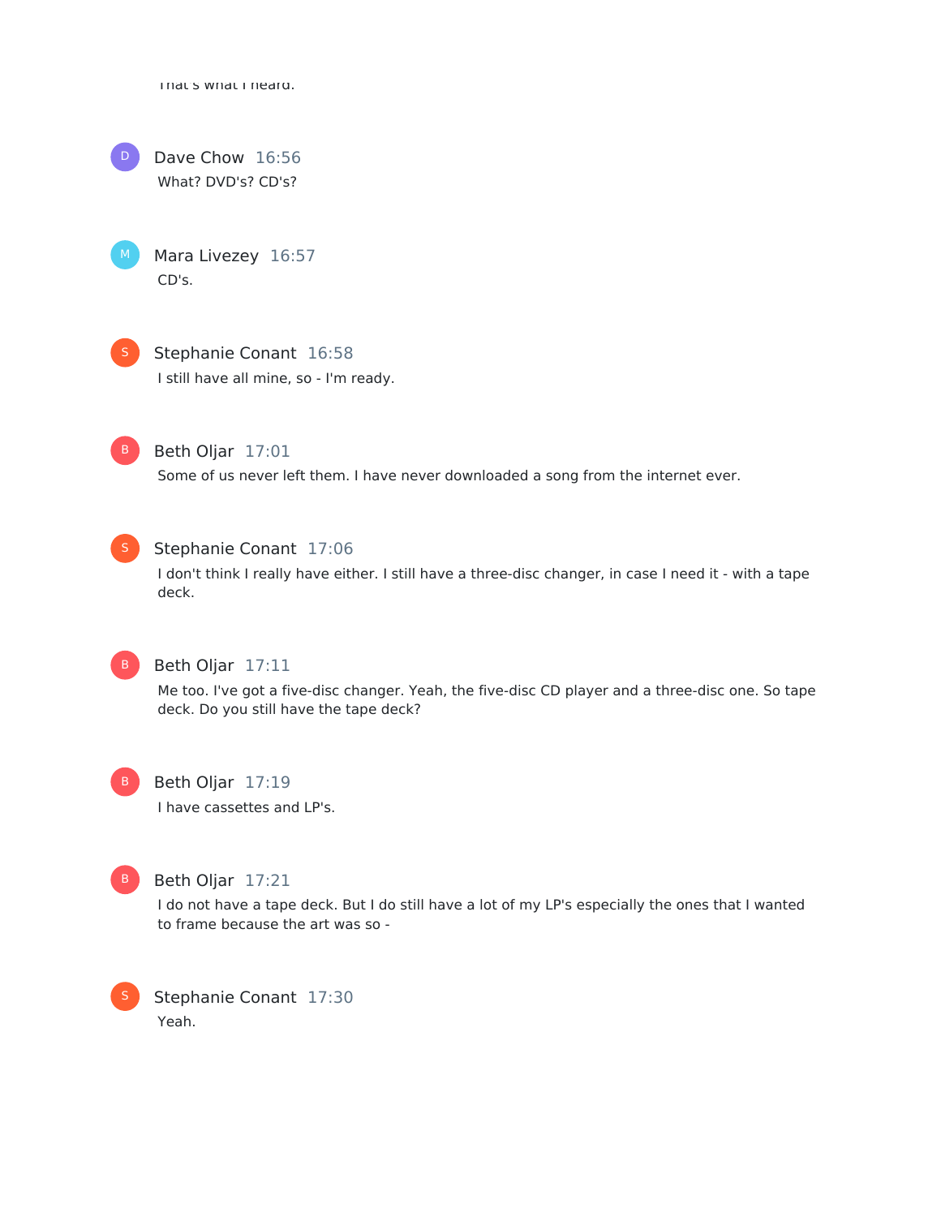That's what I heard.

**Dave Chow** 16:56
What? DVD's? CD's?

**Mara Livezey** 16:57
CD's.

**Stephanie Conant** 16:58
I still have all mine, so - I'm ready.

**Beth Oljar** 17:01
Some of us never left them. I have never downloaded a song from the internet ever.

**Stephanie Conant** 17:06
I don't think I really have either. I still have a three-disc changer, in case I need it - with a tape deck.

**Beth Oljar** 17:11
Me too. I've got a five-disc changer. Yeah, the five-disc CD player and a three-disc one. So tape deck. Do you still have the tape deck?

**Beth Oljar** 17:19
I have cassettes and LP's.

**Beth Oljar** 17:21
I do not have a tape deck. But I do still have a lot of my LP's especially the ones that I wanted to frame because the art was so -

**Stephanie Conant** 17:30
Yeah.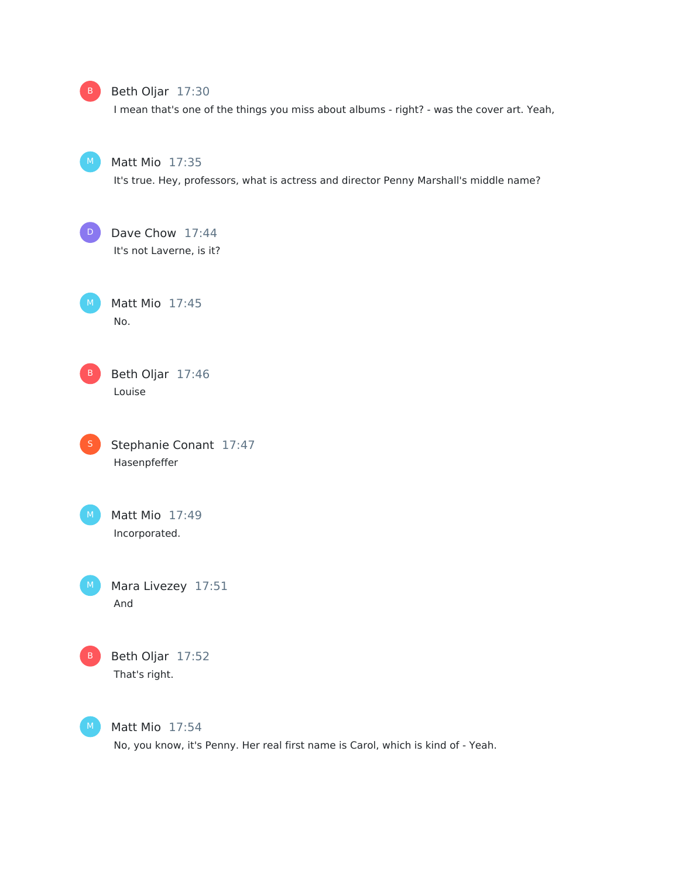**Beth Oljar** 17:30

I mean that's one of the things you miss about albums - right? - was the cover art. Yeah,

**Matt Mio** 17:35

It's true. Hey, professors, what is actress and director Penny Marshall's middle name?

**Dave Chow** 17:44

It's not Laverne, is it?

**Matt Mio** 17:45

No.

**Beth Oljar** 17:46

Louise

**Stephanie Conant** 17:47

Hasenpfeffer

**Matt Mio** 17:49

Incorporated.

**Mara Livezey** 17:51

And

**Beth Oljar** 17:52

That's right.

**Matt Mio** 17:54

No, you know, it's Penny. Her real first name is Carol, which is kind of - Yeah.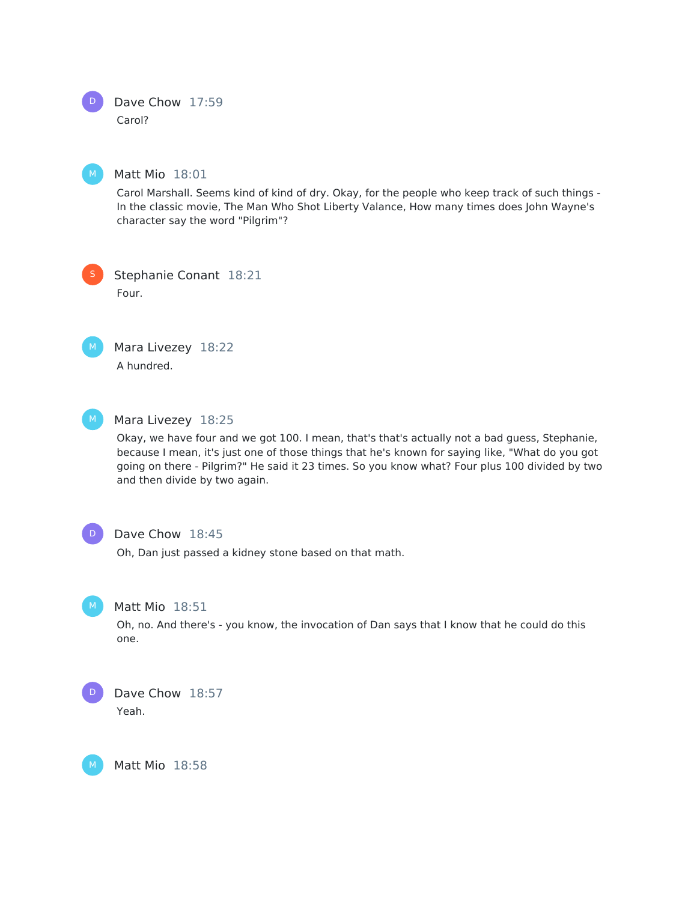**Dave Chow** 17:59

Carol?

**Matt Mio** 18:01

Carol Marshall. Seems kind of kind of dry. Okay, for the people who keep track of such things - In the classic movie, The Man Who Shot Liberty Valance, How many times does John Wayne's character say the word "Pilgrim"?

**Stephanie Conant** 18:21

Four.

**Mara Livezey** 18:22

A hundred.

**Mara Livezey** 18:25

Okay, we have four and we got 100. I mean, that's that's actually not a bad guess, Stephanie, because I mean, it's just one of those things that he's known for saying like, "What do you got going on there - Pilgrim?" He said it 23 times. So you know what? Four plus 100 divided by two and then divide by two again.

**Dave Chow** 18:45

Oh, Dan just passed a kidney stone based on that math.

**Matt Mio** 18:51

Oh, no. And there's - you know, the invocation of Dan says that I know that he could do this one.

**Dave Chow** 18:57

Yeah.

**Matt Mio** 18:58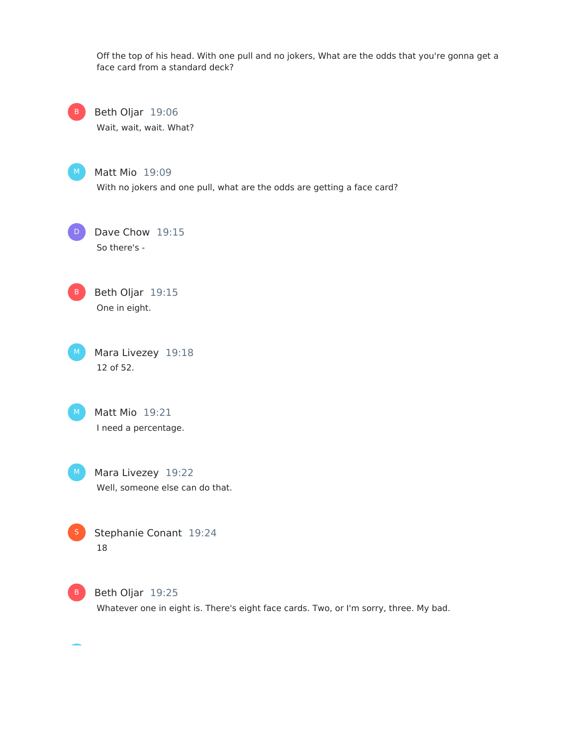Off the top of his head. With one pull and no jokers, What are the odds that you're gonna get a face card from a standard deck?

**Beth Oljar** 19:06

Wait, wait, wait. What?

**Matt Mio** 19:09

With no jokers and one pull, what are the odds are getting a face card?

**Dave Chow** 19:15

So there's -

**Beth Oljar** 19:15

One in eight.

**Mara Livezey** 19:18

12 of 52.

**Matt Mio** 19:21

I need a percentage.

**Mara Livezey** 19:22

Well, someone else can do that.

**Stephanie Conant** 19:24

18

**Beth Oljar** 19:25

Whatever one in eight is. There's eight face cards. Two, or I'm sorry, three. My bad.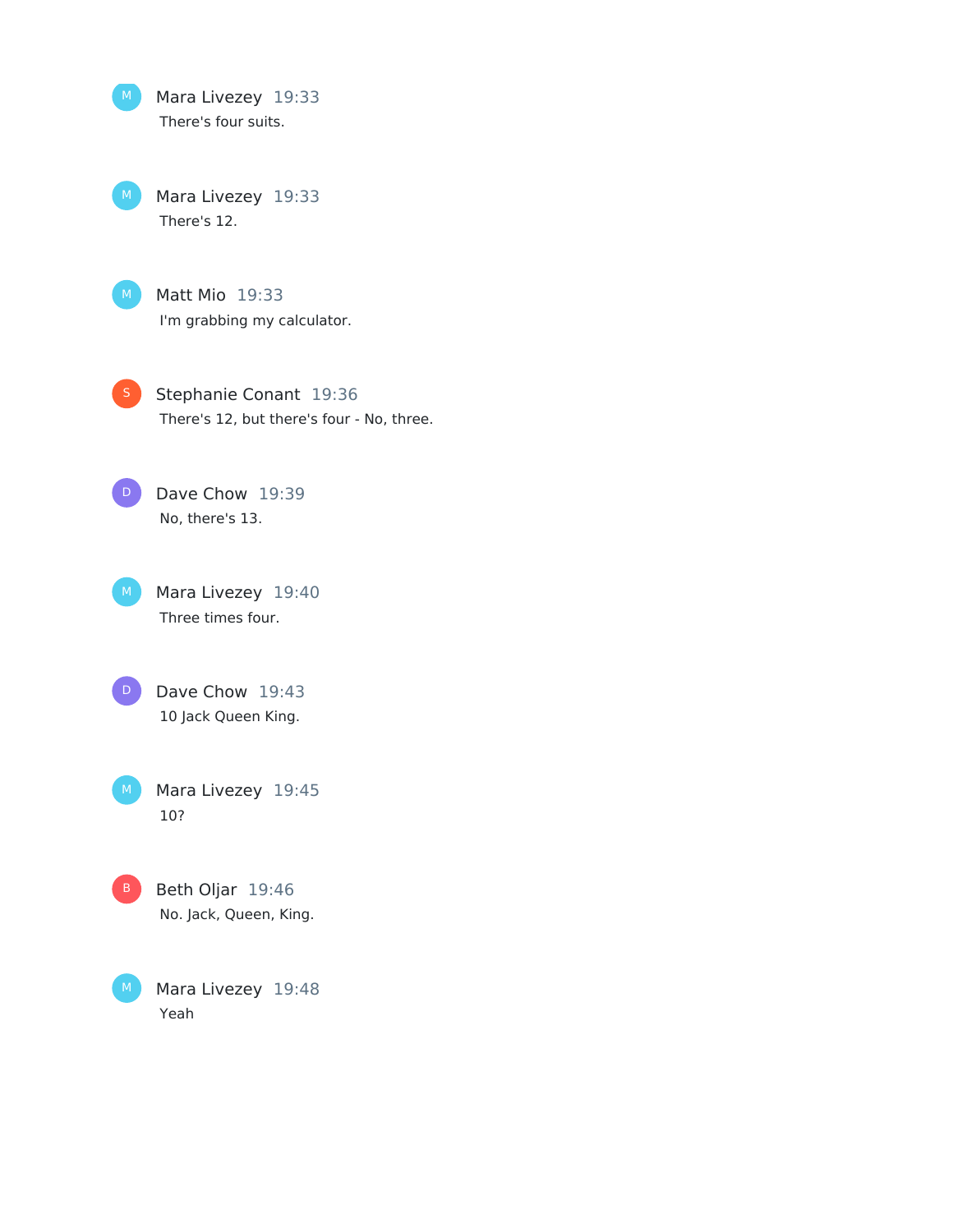**Mara Livezey** 19:33
There's four suits.

**Mara Livezey** 19:33
There's 12.

**Matt Mio** 19:33
I'm grabbing my calculator.

**Stephanie Conant** 19:36
There's 12, but there's four - No, three.

**Dave Chow** 19:39
No, there's 13.

**Mara Livezey** 19:40
Three times four.

**Dave Chow** 19:43
10 Jack Queen King.

**Mara Livezey** 19:45
10?

**Beth Oljar** 19:46
No. Jack, Queen, King.

**Mara Livezey** 19:48
Yeah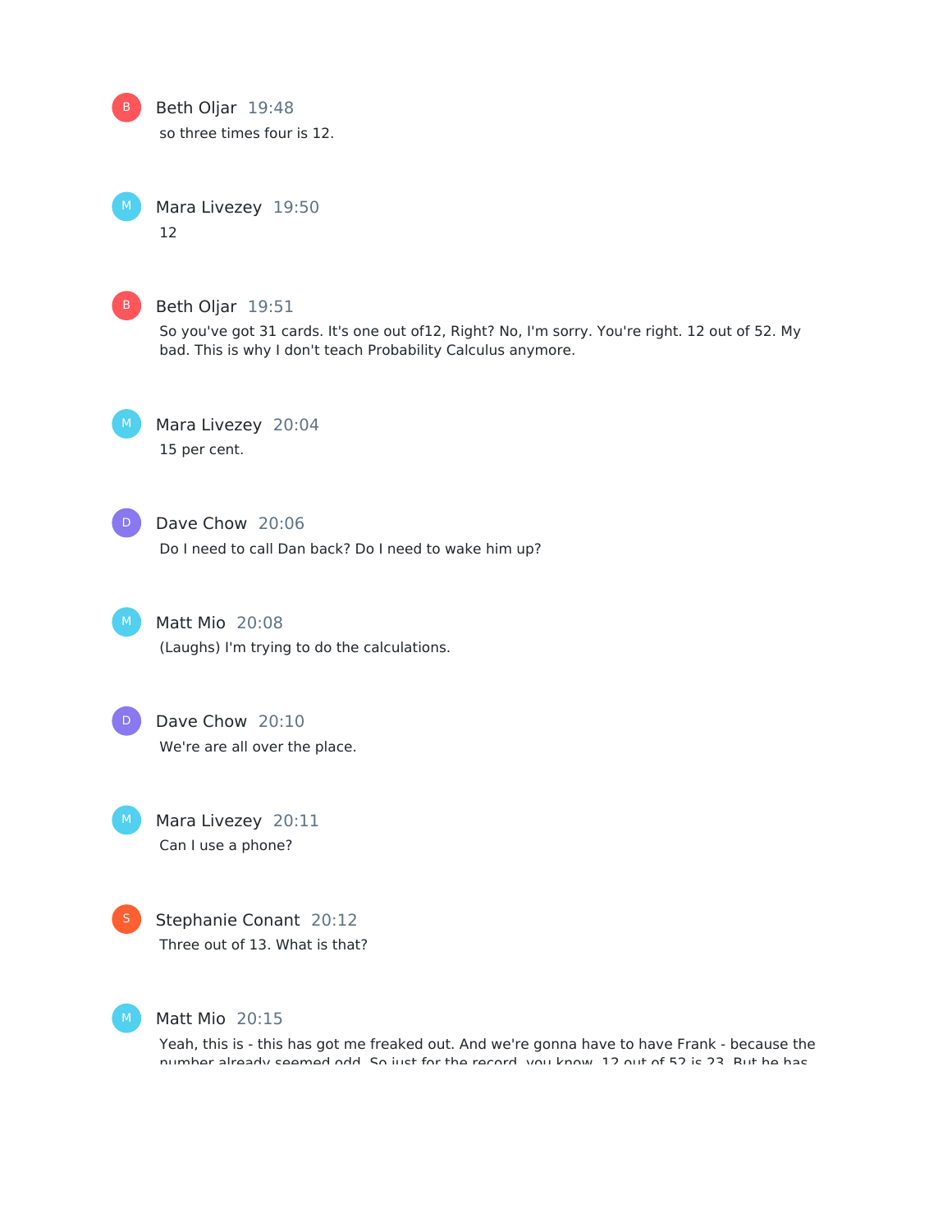**Beth Oljar** 19:48

so three times four is 12.

**Mara Livezey** 19:50

12

**Beth Oljar** 19:51

So you've got 31 cards. It's one out of12, Right? No, I'm sorry. You're right. 12 out of 52. My bad. This is why I don't teach Probability Calculus anymore.

**Mara Livezey** 20:04

15 per cent.

**Dave Chow** 20:06

Do I need to call Dan back? Do I need to wake him up?

**Matt Mio** 20:08

(Laughs) I'm trying to do the calculations.

**Dave Chow** 20:10

We're are all over the place.

**Mara Livezey** 20:11

Can I use a phone?

**Stephanie Conant** 20:12

Three out of 13. What is that?

**Matt Mio** 20:15

Yeah, this is - this has got me freaked out. And we're gonna have to have Frank - because the number already seemed odd. So just for the record, you know, 12 out of 52 is 23. But he has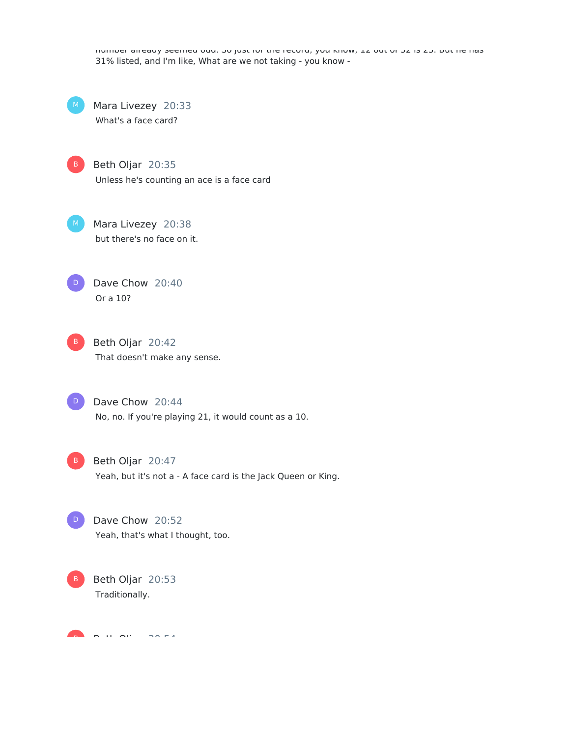number already seemed odd. So just for the record, you know, 12 out of 52 is 23. But he has 31% listed, and I'm like, What are we not taking - you know -

Mara Livezey 20:33
What's a face card?

Beth Oljar 20:35
Unless he's counting an ace is a face card

Mara Livezey 20:38
but there's no face on it.

Dave Chow 20:40
Or a 10?

Beth Oljar 20:42
That doesn't make any sense.

Dave Chow 20:44
No, no. If you're playing 21, it would count as a 10.

Beth Oljar 20:47
Yeah, but it's not a - A face card is the Jack Queen or King.

Dave Chow 20:52
Yeah, that's what I thought, too.

Beth Oljar 20:53
Traditionally.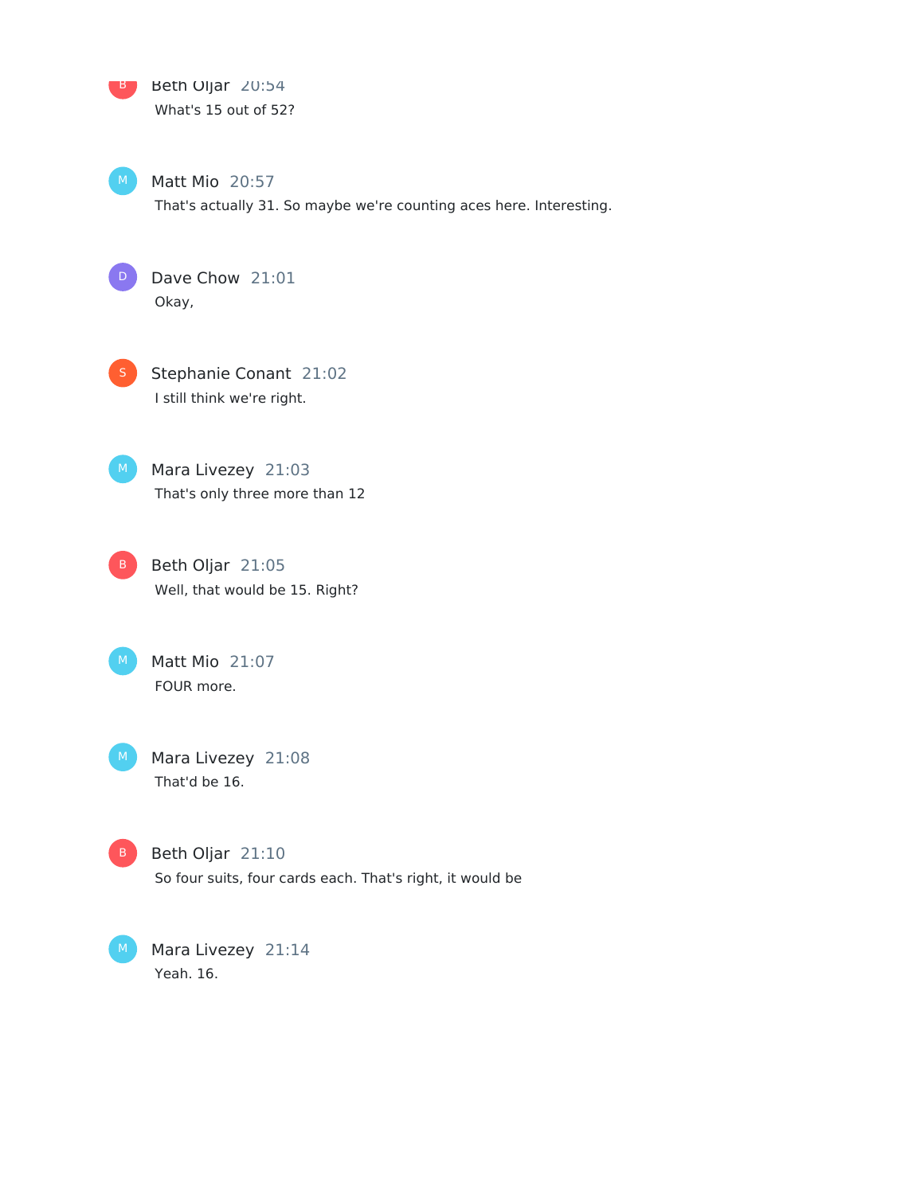**Beth Oljar** 20:54

What's 15 out of 52?

**Matt Mio** 20:57

That's actually 31. So maybe we're counting aces here. Interesting.

**Dave Chow** 21:01

Okay,

**Stephanie Conant** 21:02

I still think we're right.

**Mara Livezey** 21:03

That's only three more than 12

**Beth Oljar** 21:05

Well, that would be 15. Right?

**Matt Mio** 21:07

FOUR more.

**Mara Livezey** 21:08

That'd be 16.

**Beth Oljar** 21:10

So four suits, four cards each. That's right, it would be

**Mara Livezey** 21:14

Yeah. 16.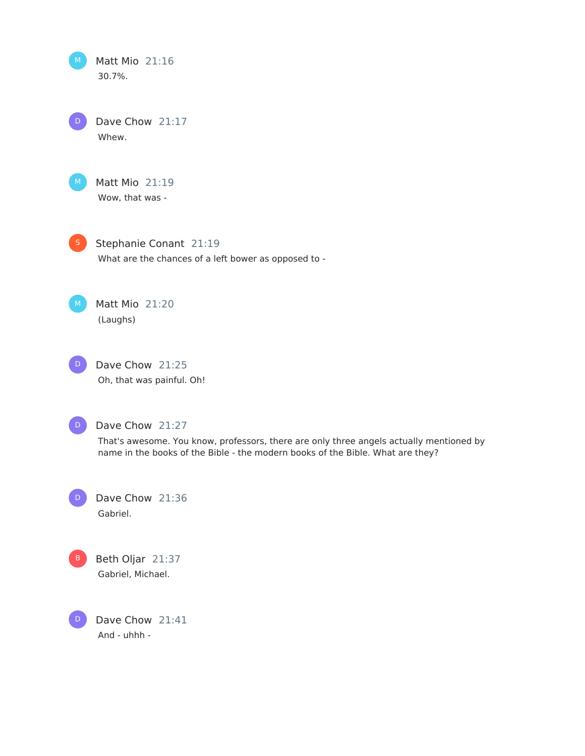Matt Mio 21:16

30.7%.

Dave Chow 21:17

Whew.

Matt Mio 21:19

Wow, that was -

Stephanie Conant 21:19

What are the chances of a left bower as opposed to -

Matt Mio 21:20

(Laughs)

Dave Chow 21:25

Oh, that was painful. Oh!

Dave Chow 21:27

That's awesome. You know, professors, there are only three angels actually mentioned by name in the books of the Bible - the modern books of the Bible. What are they?

Dave Chow 21:36

Gabriel.

Beth Oljar 21:37

Gabriel, Michael.

Dave Chow 21:41

And - uhhh -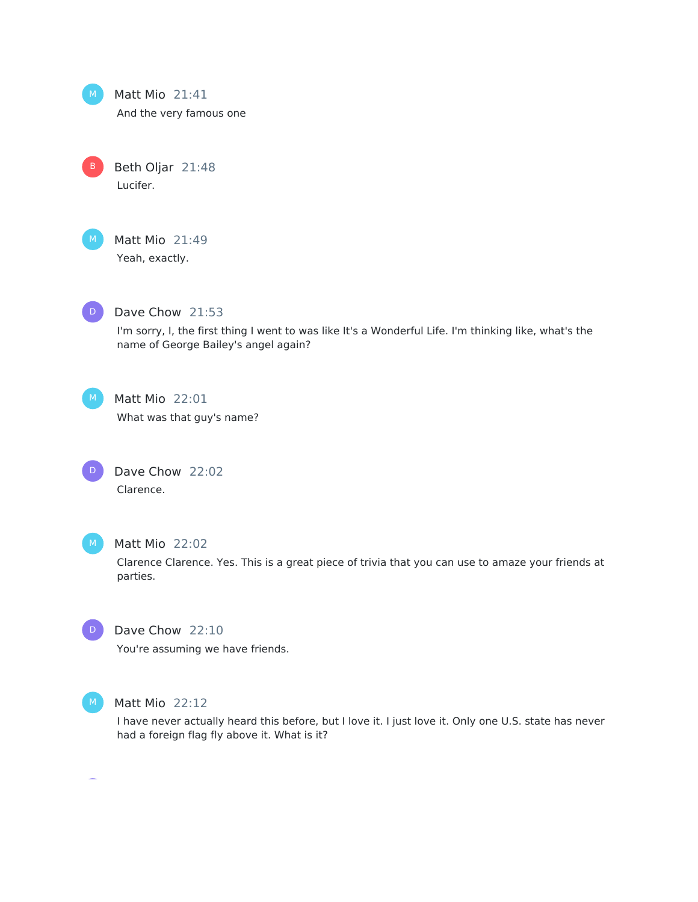Matt Mio 21:41

And the very famous one

Beth Oljar 21:48

Lucifer.

Matt Mio 21:49

Yeah, exactly.

Dave Chow 21:53

I'm sorry, I, the first thing I went to was like It's a Wonderful Life. I'm thinking like, what's the name of George Bailey's angel again?

Matt Mio 22:01

What was that guy's name?

Dave Chow 22:02

Clarence.

Matt Mio 22:02

Clarence Clarence. Yes. This is a great piece of trivia that you can use to amaze your friends at parties.

Dave Chow 22:10

You're assuming we have friends.

Matt Mio 22:12

I have never actually heard this before, but I love it. I just love it. Only one U.S. state has never had a foreign flag fly above it. What is it?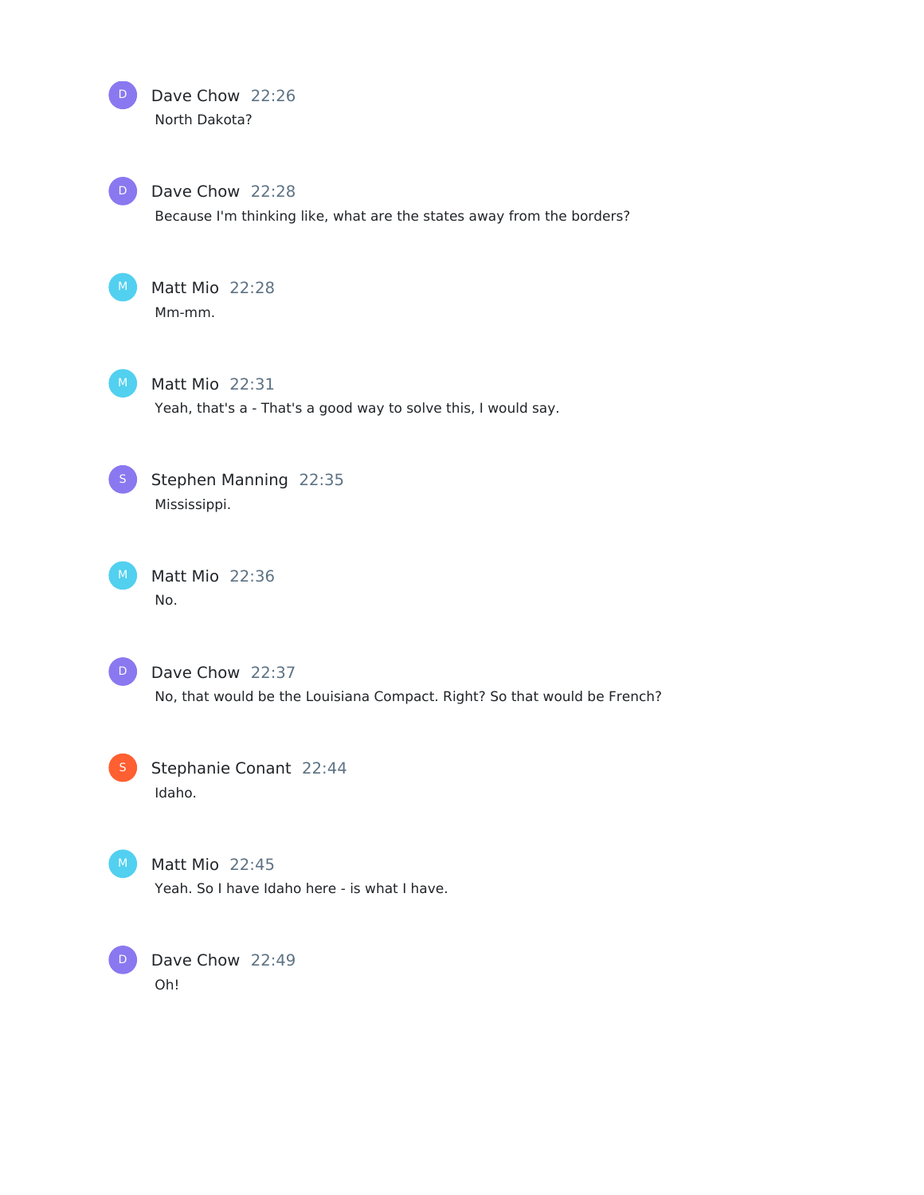**Dave Chow** 22:26
North Dakota?

**Dave Chow** 22:28
Because I'm thinking like, what are the states away from the borders?

**Matt Mio** 22:28
Mm-mm.

**Matt Mio** 22:31
Yeah, that's a - That's a good way to solve this, I would say.

**Stephen Manning** 22:35
Mississippi.

**Matt Mio** 22:36
No.

**Dave Chow** 22:37
No, that would be the Louisiana Compact. Right? So that would be French?

**Stephanie Conant** 22:44
Idaho.

**Matt Mio** 22:45
Yeah. So I have Idaho here - is what I have.

**Dave Chow** 22:49
Oh!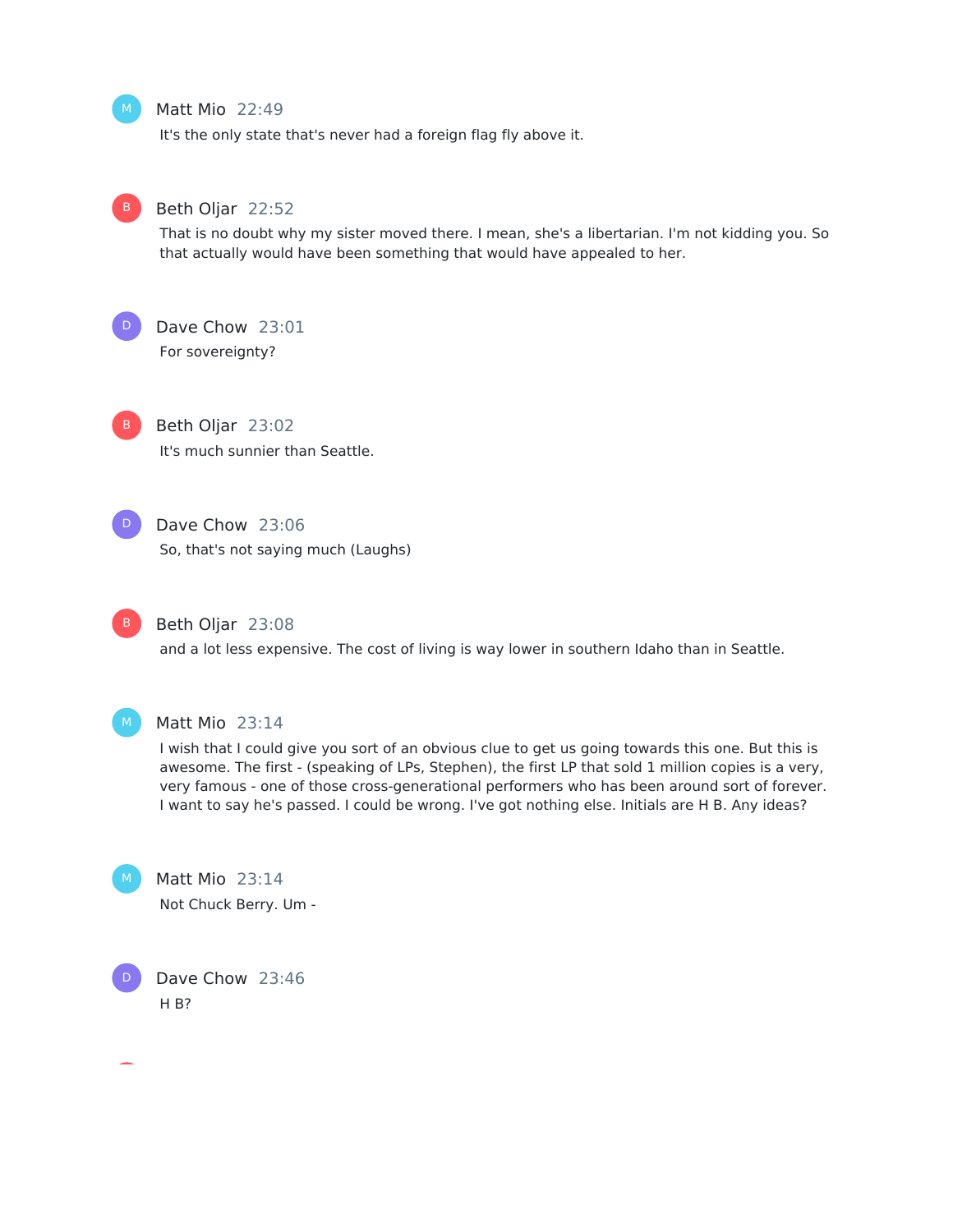**Matt Mio** 22:49

It's the only state that's never had a foreign flag fly above it.

**Beth Oljar** 22:52

That is no doubt why my sister moved there. I mean, she's a libertarian. I'm not kidding you. So that actually would have been something that would have appealed to her.

**Dave Chow** 23:01

For sovereignty?

**Beth Oljar** 23:02

It's much sunnier than Seattle.

**Dave Chow** 23:06

So, that's not saying much (Laughs)

**Beth Oljar** 23:08

and a lot less expensive. The cost of living is way lower in southern Idaho than in Seattle.

**Matt Mio** 23:14

I wish that I could give you sort of an obvious clue to get us going towards this one. But this is awesome. The first - (speaking of LPs, Stephen), the first LP that sold 1 million copies is a very, very famous - one of those cross-generational performers who has been around sort of forever. I want to say he's passed. I could be wrong. I've got nothing else. Initials are H B. Any ideas?

**Matt Mio** 23:14

Not Chuck Berry. Um -

**Dave Chow** 23:46

H B?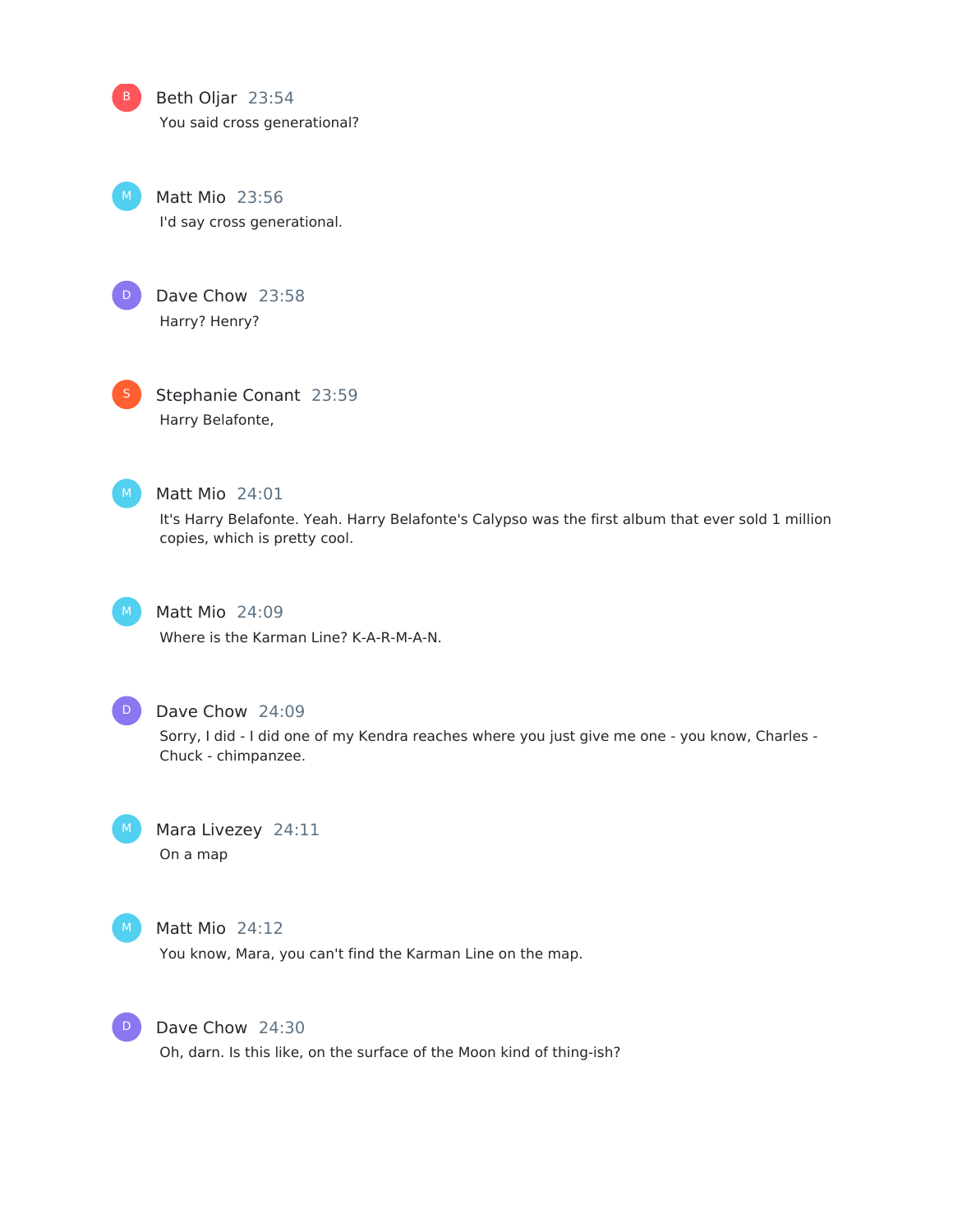**Beth Oljar** 23:54

You said cross generational?

**Matt Mio** 23:56

I'd say cross generational.

**Dave Chow** 23:58

Harry? Henry?

**Stephanie Conant** 23:59

Harry Belafonte,

**Matt Mio** 24:01

It's Harry Belafonte. Yeah. Harry Belafonte's Calypso was the first album that ever sold 1 million copies, which is pretty cool.

**Matt Mio** 24:09

Where is the Karman Line? K-A-R-M-A-N.

**Dave Chow** 24:09

Sorry, I did - I did one of my Kendra reaches where you just give me one - you know, Charles - Chuck - chimpanzee.

**Mara Livezey** 24:11

On a map

**Matt Mio** 24:12

You know, Mara, you can't find the Karman Line on the map.

**Dave Chow** 24:30

Oh, darn. Is this like, on the surface of the Moon kind of thing-ish?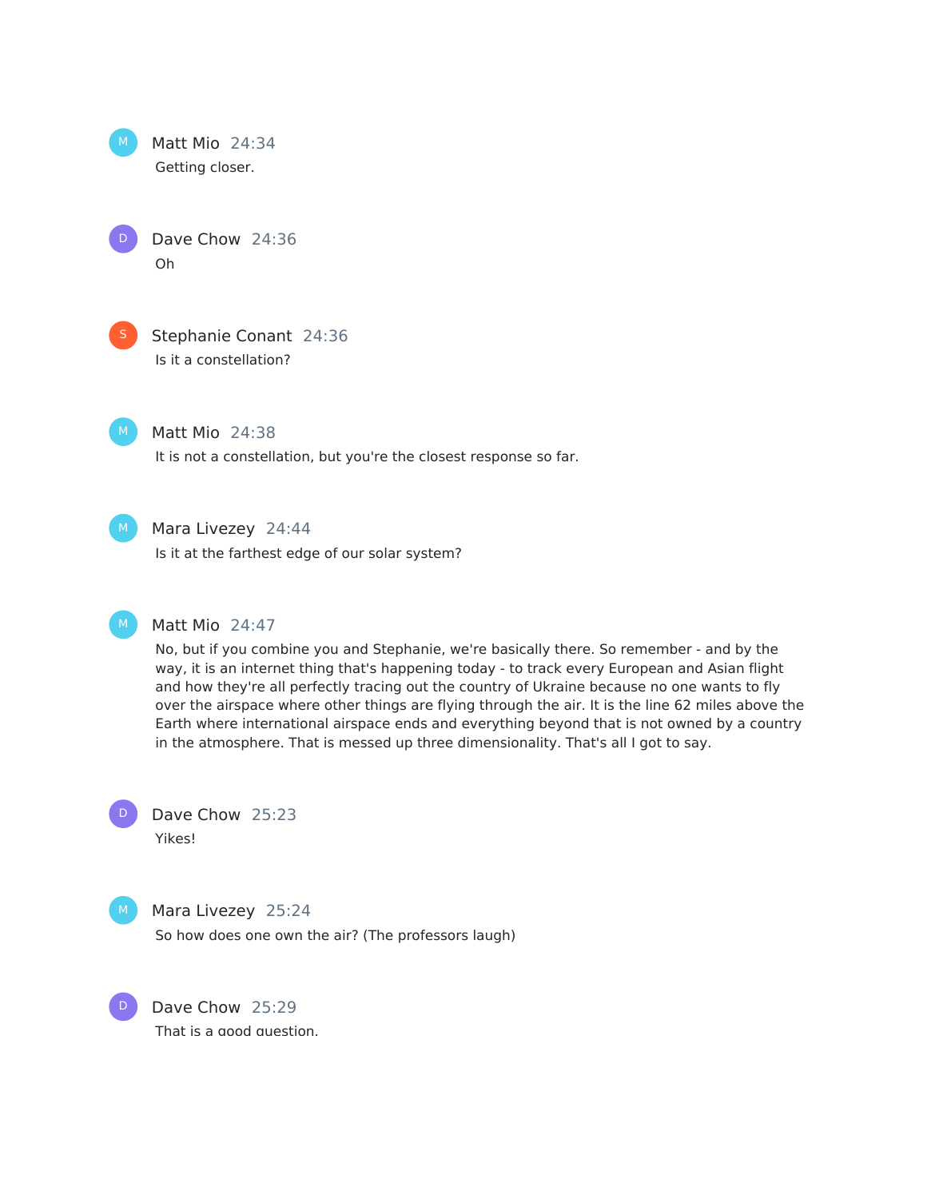Matt Mio 24:34

Getting closer.

Dave Chow 24:36

Oh

Stephanie Conant 24:36

Is it a constellation?

Matt Mio 24:38

It is not a constellation, but you're the closest response so far.

Mara Livezey 24:44

Is it at the farthest edge of our solar system?

Matt Mio 24:47

No, but if you combine you and Stephanie, we're basically there. So remember - and by the way, it is an internet thing that's happening today - to track every European and Asian flight and how they're all perfectly tracing out the country of Ukraine because no one wants to fly over the airspace where other things are flying through the air. It is the line 62 miles above the Earth where international airspace ends and everything beyond that is not owned by a country in the atmosphere. That is messed up three dimensionality. That's all I got to say.

Dave Chow 25:23

Yikes!

Mara Livezey 25:24

So how does one own the air? (The professors laugh)

Dave Chow 25:29

That is a good question.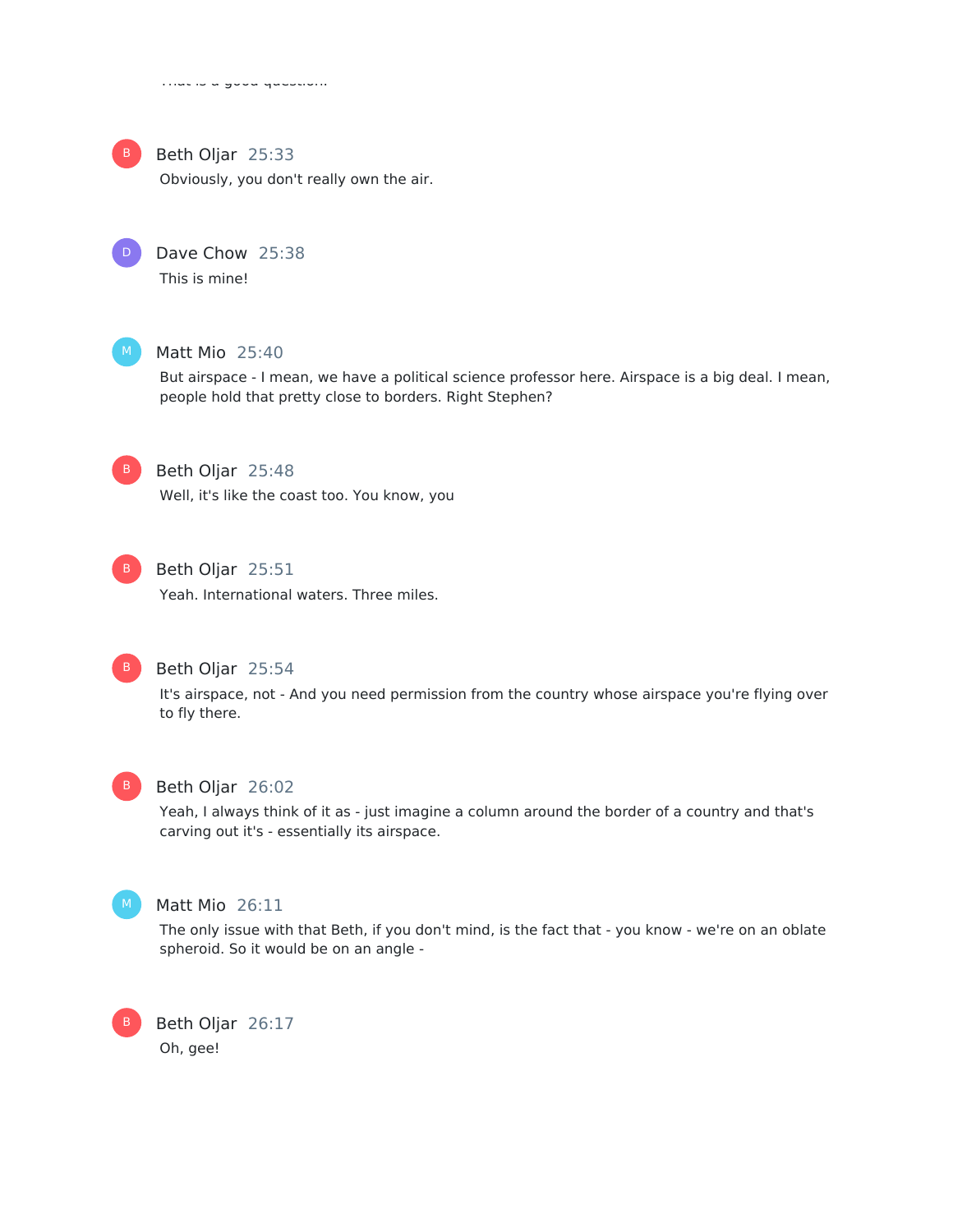That is a good question.

**Beth Oljar** 25:33

Obviously, you don't really own the air.

**Dave Chow** 25:38

This is mine!

**Matt Mio** 25:40

But airspace - I mean, we have a political science professor here. Airspace is a big deal. I mean, people hold that pretty close to borders. Right Stephen?

**Beth Oljar** 25:48

Well, it's like the coast too. You know, you

**Beth Oljar** 25:51

Yeah. International waters. Three miles.

**Beth Oljar** 25:54

It's airspace, not - And you need permission from the country whose airspace you're flying over to fly there.

**Beth Oljar** 26:02

Yeah, I always think of it as - just imagine a column around the border of a country and that's carving out it's - essentially its airspace.

**Matt Mio** 26:11

The only issue with that Beth, if you don't mind, is the fact that - you know - we're on an oblate spheroid. So it would be on an angle -

**Beth Oljar** 26:17

Oh, gee!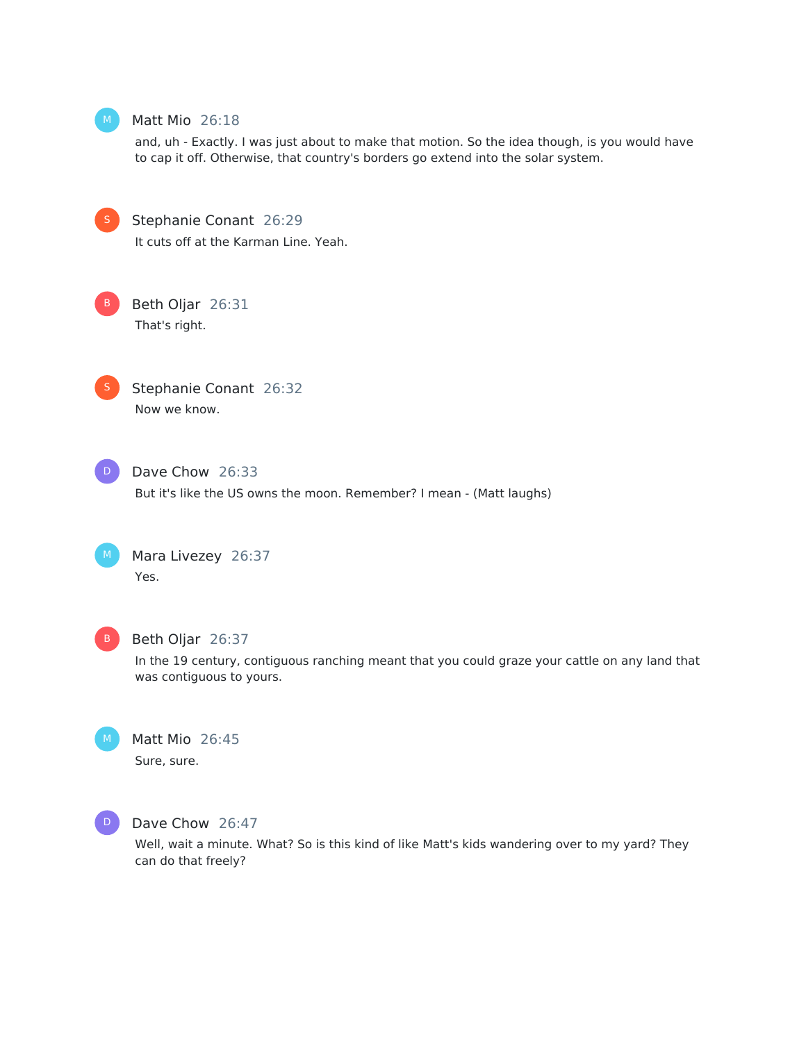**Matt Mio** 26:18

and, uh - Exactly. I was just about to make that motion. So the idea though, is you would have to cap it off. Otherwise, that country's borders go extend into the solar system.

**Stephanie Conant** 26:29

It cuts off at the Karman Line. Yeah.

**Beth Oljar** 26:31

That's right.

**Stephanie Conant** 26:32

Now we know.

**Dave Chow** 26:33

But it's like the US owns the moon. Remember? I mean - (Matt laughs)

**Mara Livezey** 26:37

Yes.

**Beth Oljar** 26:37

In the 19 century, contiguous ranching meant that you could graze your cattle on any land that was contiguous to yours.

**Matt Mio** 26:45

Sure, sure.

**Dave Chow** 26:47

Well, wait a minute. What? So is this kind of like Matt's kids wandering over to my yard? They can do that freely?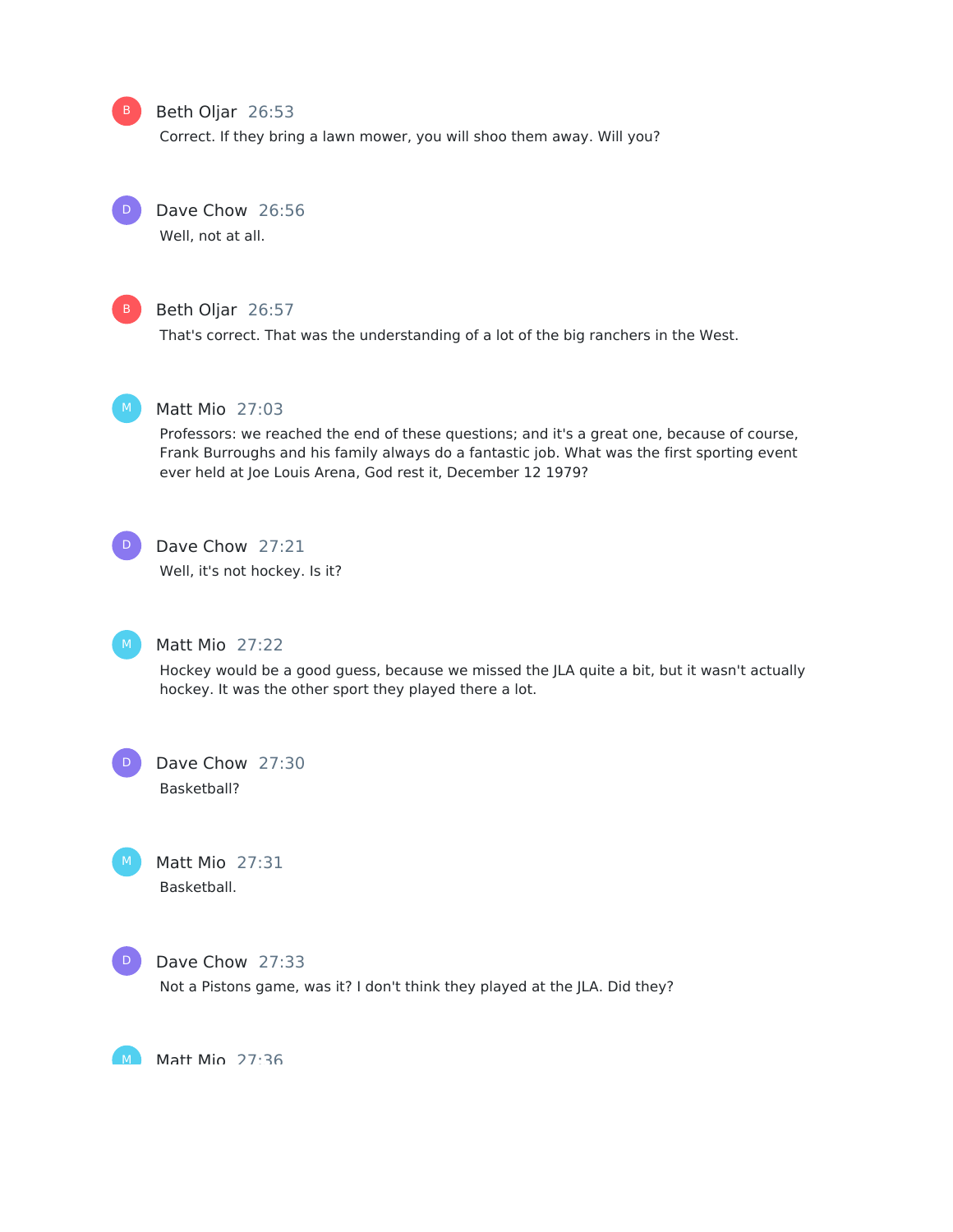Beth Oljar 26:53

Correct. If they bring a lawn mower, you will shoo them away. Will you?

Dave Chow 26:56

Well, not at all.

Beth Oljar 26:57

That's correct. That was the understanding of a lot of the big ranchers in the West.

Matt Mio 27:03

Professors: we reached the end of these questions; and it's a great one, because of course, Frank Burroughs and his family always do a fantastic job. What was the first sporting event ever held at Joe Louis Arena, God rest it, December 12 1979?

Dave Chow 27:21

Well, it's not hockey. Is it?

Matt Mio 27:22

Hockey would be a good guess, because we missed the JLA quite a bit, but it wasn't actually hockey. It was the other sport they played there a lot.

Dave Chow 27:30

Basketball?

Matt Mio 27:31

Basketball.

Dave Chow 27:33

Not a Pistons game, was it? I don't think they played at the JLA. Did they?

Matt Mio 27:36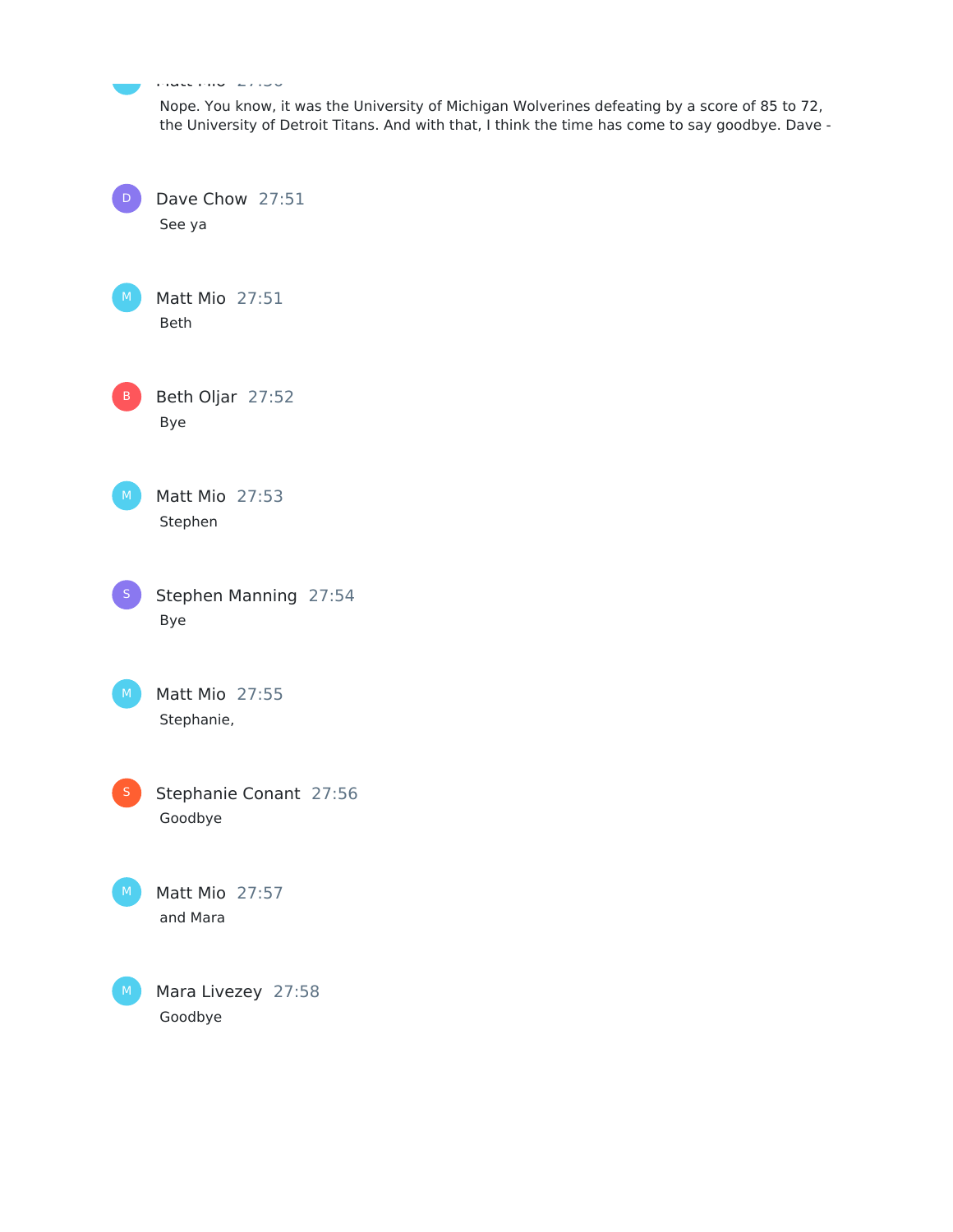Nope. You know, it was the University of Michigan Wolverines defeating by a score of 85 to 72, the University of Detroit Titans. And with that, I think the time has come to say goodbye. Dave -

Dave Chow 27:51

See ya

Matt Mio 27:51

Beth

Beth Oljar 27:52

Bye

Matt Mio 27:53

Stephen

Stephen Manning 27:54

Bye

Matt Mio 27:55

Stephanie,

Stephanie Conant 27:56

Goodbye

Matt Mio 27:57

and Mara

Mara Livezey 27:58

Goodbye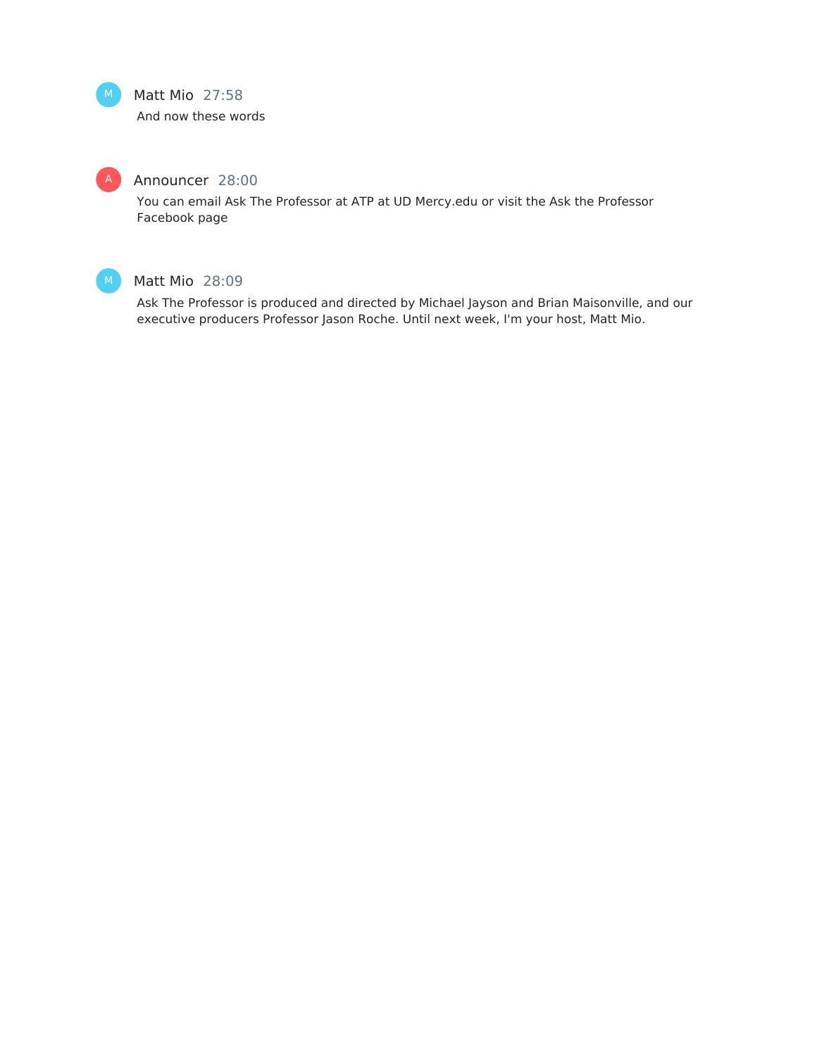M Matt Mio 27:58

And now these words

A Announcer 28:00

You can email Ask The Professor at ATP at UD Mercy.edu or visit the Ask the Professor Facebook page

M Matt Mio 28:09

Ask The Professor is produced and directed by Michael Jayson and Brian Maisonville, and our executive producers Professor Jason Roche. Until next week, I'm your host, Matt Mio.